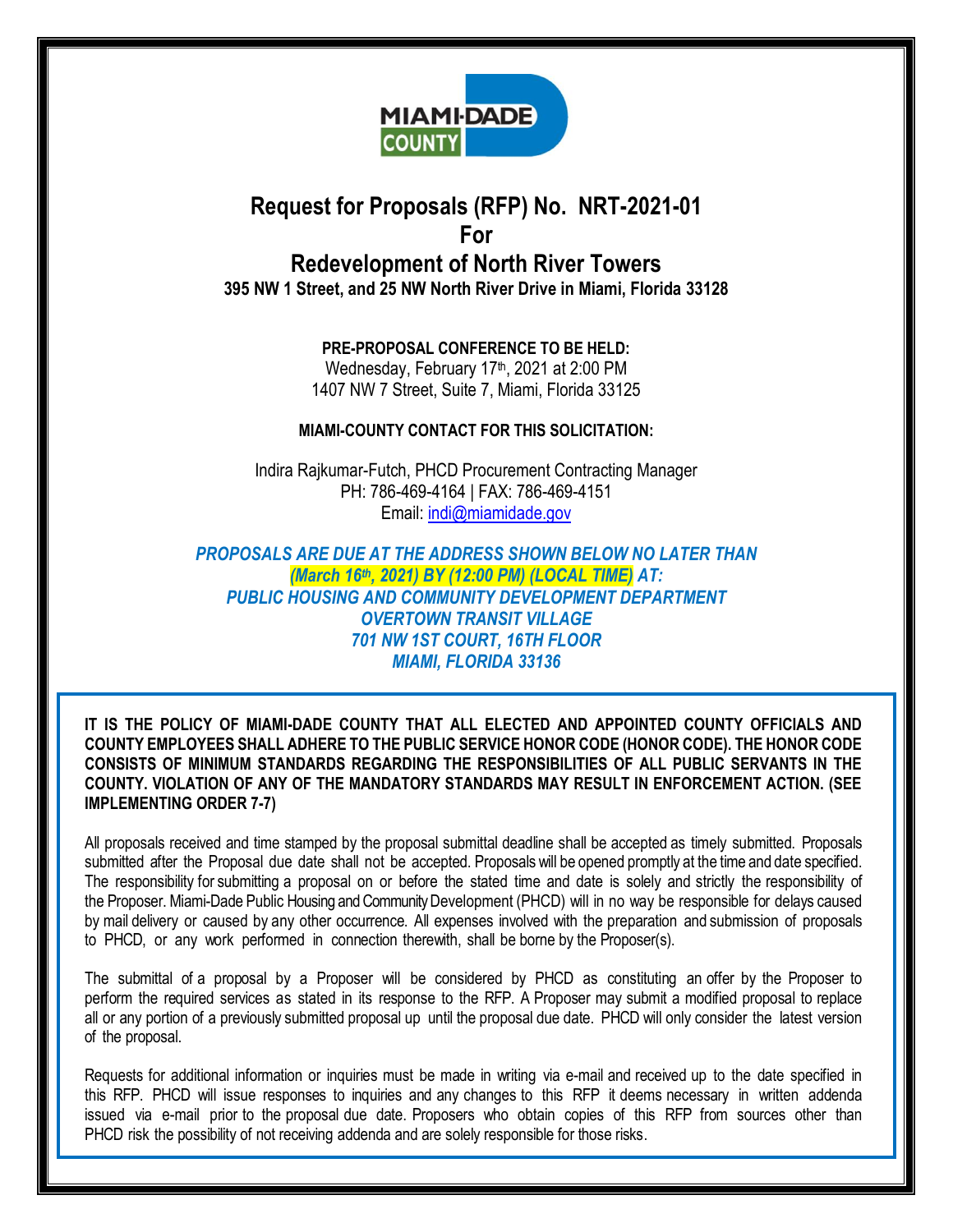# Request for Proposals (RFP) No. NRT-2021-01

## For

## Redevelopment of North River Towers

**395 NW 1 Street, and 25 NW North River Drive in Miami, Florida 33128**

**PRE-PROPOSAL CONFERENCE TO BE HELD:**

Wednesday, February 17th, 2021 at 2:00 PM

1407 NW 7 Street, Suite 7, Miami, Florida 33125

**MIAMI-COUNTY CONTACT FOR THIS SOLICITATION:**

Indira Rajkumar-Futch, PHCD Procurement Contracting Manager

PH: 786-469-4164 | FAX: 786-469-4151

Email: indi@miamidade.gov

***PROPOSALS ARE DUE AT THE ADDRESS SHOWN BELOW NO LATER THAN (March 16th, 2021) BY (12:00 PM) (LOCAL TIME) AT:***

***PUBLIC HOUSING AND COMMUNITY DEVELOPMENT DEPARTMENT***

***OVERTOWN TRANSIT VILLAGE***

***701 NW 1ST COURT, 16TH FLOOR***

***MIAMI, FLORIDA 33136***

**IT IS THE POLICY OF MIAMI-DADE COUNTY THAT ALL ELECTED AND APPOINTED COUNTY OFFICIALS AND COUNTY EMPLOYEES SHALL ADHERE TO THE PUBLIC SERVICE HONOR CODE (HONOR CODE). THE HONOR CODE CONSISTS OF MINIMUM STANDARDS REGARDING THE RESPONSIBILITIES OF ALL PUBLIC SERVANTS IN THE COUNTY. VIOLATION OF ANY OF THE MANDATORY STANDARDS MAY RESULT IN ENFORCEMENT ACTION. (SEE IMPLEMENTING ORDER 7-7)**

All proposals received and time stamped by the proposal submittal deadline shall be accepted as timely submitted. Proposals submitted after the Proposal due date shall not be accepted. Proposals will be opened promptly at the time and date specified. The responsibility for submitting a proposal on or before the stated time and date is solely and strictly the responsibility of the Proposer. Miami-Dade Public Housing and Community Development (PHCD) will in no way be responsible for delays caused by mail delivery or caused by any other occurrence. All expenses involved with the preparation and submission of proposals to PHCD, or any work performed in connection therewith, shall be borne by the Proposer(s).

The submittal of a proposal by a Proposer will be considered by PHCD as constituting an offer by the Proposer to perform the required services as stated in its response to the RFP. A Proposer may submit a modified proposal to replace all or any portion of a previously submitted proposal up until the proposal due date. PHCD will only consider the latest version of the proposal.

Requests for additional information or inquiries must be made in writing via e-mail and received up to the date specified in this RFP. PHCD will issue responses to inquiries and any changes to this RFP it deems necessary in written addenda issued via e-mail prior to the proposal due date. Proposers who obtain copies of this RFP from sources other than PHCD risk the possibility of not receiving addenda and are solely responsible for those risks.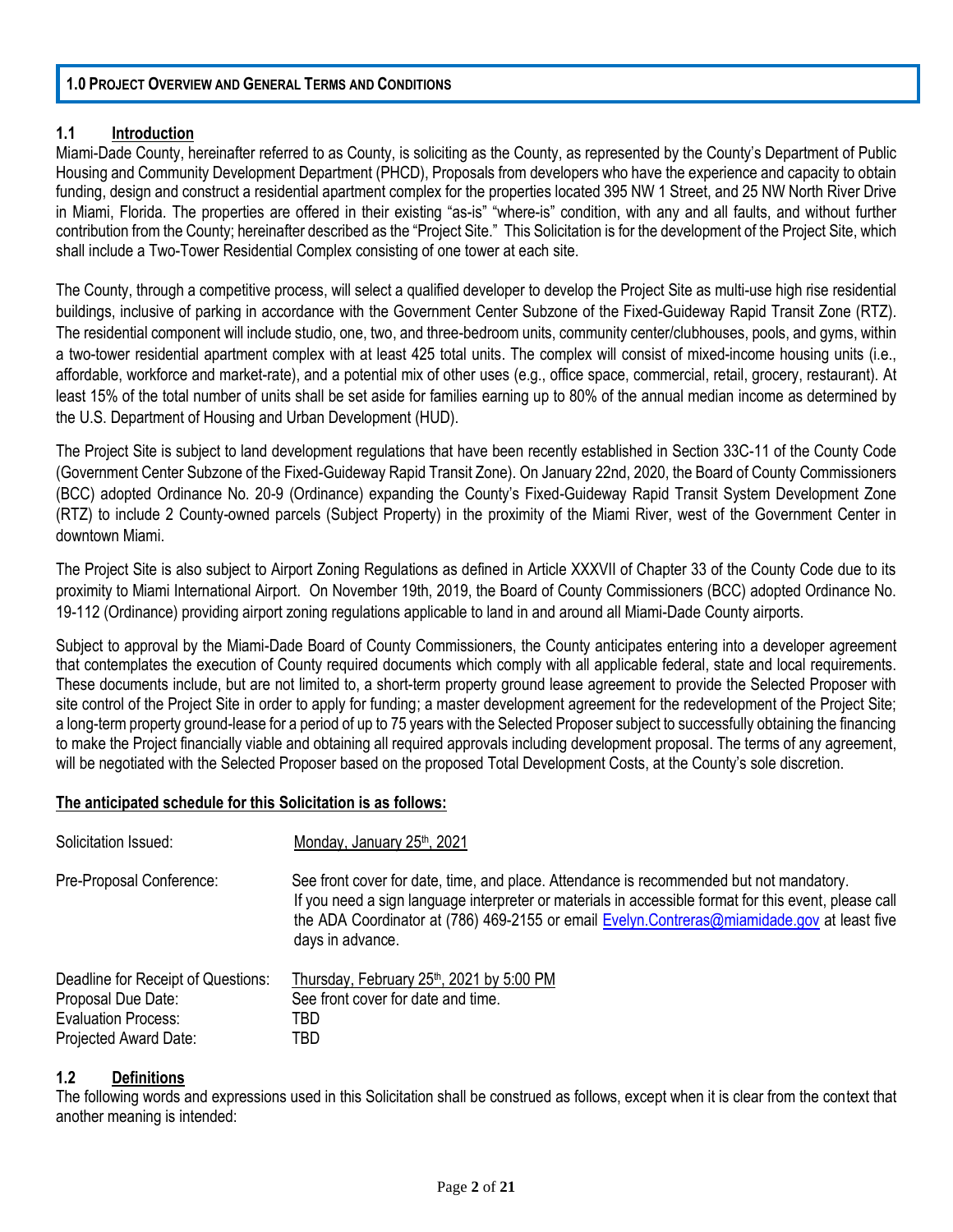## 1.0 Project Overview and General Terms and Conditions

### 1.1 Introduction

Miami-Dade County, hereinafter referred to as County, is soliciting as the County, as represented by the County's Department of Public Housing and Community Development Department (PHCD), Proposals from developers who have the experience and capacity to obtain funding, design and construct a residential apartment complex for the properties located 395 NW 1 Street, and 25 NW North River Drive in Miami, Florida. The properties are offered in their existing "as-is" "where-is" condition, with any and all faults, and without further contribution from the County; hereinafter described as the "Project Site." This Solicitation is for the development of the Project Site, which shall include a Two-Tower Residential Complex consisting of one tower at each site.

The County, through a competitive process, will select a qualified developer to develop the Project Site as multi-use high rise residential buildings, inclusive of parking in accordance with the Government Center Subzone of the Fixed-Guideway Rapid Transit Zone (RTZ). The residential component will include studio, one, two, and three-bedroom units, community center/clubhouses, pools, and gyms, within a two-tower residential apartment complex with at least 425 total units. The complex will consist of mixed-income housing units (i.e., affordable, workforce and market-rate), and a potential mix of other uses (e.g., office space, commercial, retail, grocery, restaurant). At least 15% of the total number of units shall be set aside for families earning up to 80% of the annual median income as determined by the U.S. Department of Housing and Urban Development (HUD).

The Project Site is subject to land development regulations that have been recently established in Section 33C-11 of the County Code (Government Center Subzone of the Fixed-Guideway Rapid Transit Zone). On January 22nd, 2020, the Board of County Commissioners (BCC) adopted Ordinance No. 20-9 (Ordinance) expanding the County's Fixed-Guideway Rapid Transit System Development Zone (RTZ) to include 2 County-owned parcels (Subject Property) in the proximity of the Miami River, west of the Government Center in downtown Miami.

The Project Site is also subject to Airport Zoning Regulations as defined in Article XXXVII of Chapter 33 of the County Code due to its proximity to Miami International Airport. On November 19th, 2019, the Board of County Commissioners (BCC) adopted Ordinance No. 19-112 (Ordinance) providing airport zoning regulations applicable to land in and around all Miami-Dade County airports.

Subject to approval by the Miami-Dade Board of County Commissioners, the County anticipates entering into a developer agreement that contemplates the execution of County required documents which comply with all applicable federal, state and local requirements. These documents include, but are not limited to, a short-term property ground lease agreement to provide the Selected Proposer with site control of the Project Site in order to apply for funding; a master development agreement for the redevelopment of the Project Site; a long-term property ground-lease for a period of up to 75 years with the Selected Proposer subject to successfully obtaining the financing to make the Project financially viable and obtaining all required approvals including development proposal. The terms of any agreement, will be negotiated with the Selected Proposer based on the proposed Total Development Costs, at the County's sole discretion.

**The anticipated schedule for this Solicitation is as follows:**

| | |
|---|---|
| Solicitation Issued: | Monday, January 25th, 2021 |
| Pre-Proposal Conference: | See front cover for date, time, and place. Attendance is recommended but not mandatory. If you need a sign language interpreter or materials in accessible format for this event, please call the ADA Coordinator at (786) 469-2155 or email Evelyn.Contreras@miamidade.gov at least five days in advance. |
| Deadline for Receipt of Questions: | Thursday, February 25th, 2021 by 5:00 PM |
| Proposal Due Date: | See front cover for date and time. |
| Evaluation Process: | TBD |
| Projected Award Date: | TBD |

### 1.2 Definitions

The following words and expressions used in this Solicitation shall be construed as follows, except when it is clear from the context that another meaning is intended: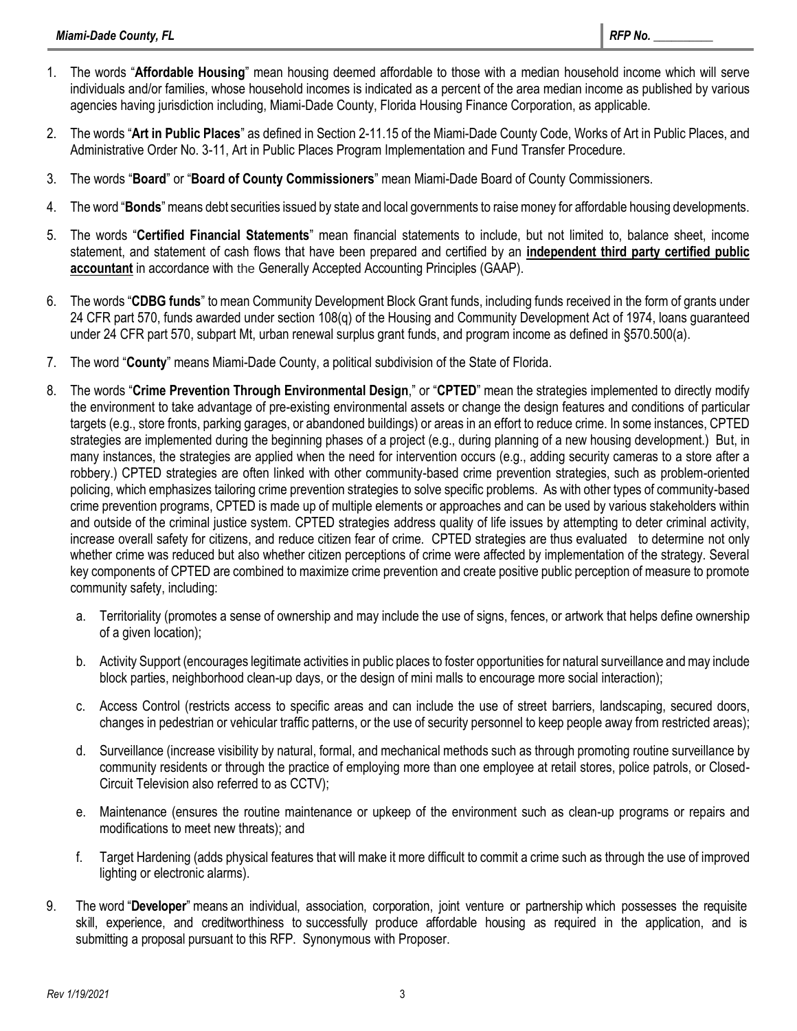1. The words "**Affordable Housing**" mean housing deemed affordable to those with a median household income which will serve individuals and/or families, whose household incomes is indicated as a percent of the area median income as published by various agencies having jurisdiction including, Miami-Dade County, Florida Housing Finance Corporation, as applicable.

2. The words "**Art in Public Places**" as defined in Section 2-11.15 of the Miami-Dade County Code, Works of Art in Public Places, and Administrative Order No. 3-11, Art in Public Places Program Implementation and Fund Transfer Procedure.

3. The words "**Board**" or "**Board of County Commissioners**" mean Miami-Dade Board of County Commissioners.

4. The word "**Bonds**" means debt securities issued by state and local governments to raise money for affordable housing developments.

5. The words "**Certified Financial Statements**" mean financial statements to include, but not limited to, balance sheet, income statement, and statement of cash flows that have been prepared and certified by an **independent third party certified public accountant** in accordance with the Generally Accepted Accounting Principles (GAAP).

6. The words "**CDBG funds**" to mean Community Development Block Grant funds, including funds received in the form of grants under 24 CFR part 570, funds awarded under section 108(q) of the Housing and Community Development Act of 1974, loans guaranteed under 24 CFR part 570, subpart Mt, urban renewal surplus grant funds, and program income as defined in §570.500(a).

7. The word "**County**" means Miami-Dade County, a political subdivision of the State of Florida.

8. The words "**Crime Prevention Through Environmental Design**," or "**CPTED**" mean the strategies implemented to directly modify the environment to take advantage of pre-existing environmental assets or change the design features and conditions of particular targets (e.g., store fronts, parking garages, or abandoned buildings) or areas in an effort to reduce crime. In some instances, CPTED strategies are implemented during the beginning phases of a project (e.g., during planning of a new housing development.) But, in many instances, the strategies are applied when the need for intervention occurs (e.g., adding security cameras to a store after a robbery.) CPTED strategies are often linked with other community-based crime prevention strategies, such as problem-oriented policing, which emphasizes tailoring crime prevention strategies to solve specific problems. As with other types of community-based crime prevention programs, CPTED is made up of multiple elements or approaches and can be used by various stakeholders within and outside of the criminal justice system. CPTED strategies address quality of life issues by attempting to deter criminal activity, increase overall safety for citizens, and reduce citizen fear of crime. CPTED strategies are thus evaluated to determine not only whether crime was reduced but also whether citizen perceptions of crime were affected by implementation of the strategy. Several key components of CPTED are combined to maximize crime prevention and create positive public perception of measure to promote community safety, including:

   a. Territoriality (promotes a sense of ownership and may include the use of signs, fences, or artwork that helps define ownership of a given location);

   b. Activity Support (encourages legitimate activities in public places to foster opportunities for natural surveillance and may include block parties, neighborhood clean-up days, or the design of mini malls to encourage more social interaction);

   c. Access Control (restricts access to specific areas and can include the use of street barriers, landscaping, secured doors, changes in pedestrian or vehicular traffic patterns, or the use of security personnel to keep people away from restricted areas);

   d. Surveillance (increase visibility by natural, formal, and mechanical methods such as through promoting routine surveillance by community residents or through the practice of employing more than one employee at retail stores, police patrols, or Closed-Circuit Television also referred to as CCTV);

   e. Maintenance (ensures the routine maintenance or upkeep of the environment such as clean-up programs or repairs and modifications to meet new threats); and

   f. Target Hardening (adds physical features that will make it more difficult to commit a crime such as through the use of improved lighting or electronic alarms).

9. The word "**Developer**" means an individual, association, corporation, joint venture or partnership which possesses the requisite skill, experience, and creditworthiness to successfully produce affordable housing as required in the application, and is submitting a proposal pursuant to this RFP. Synonymous with Proposer.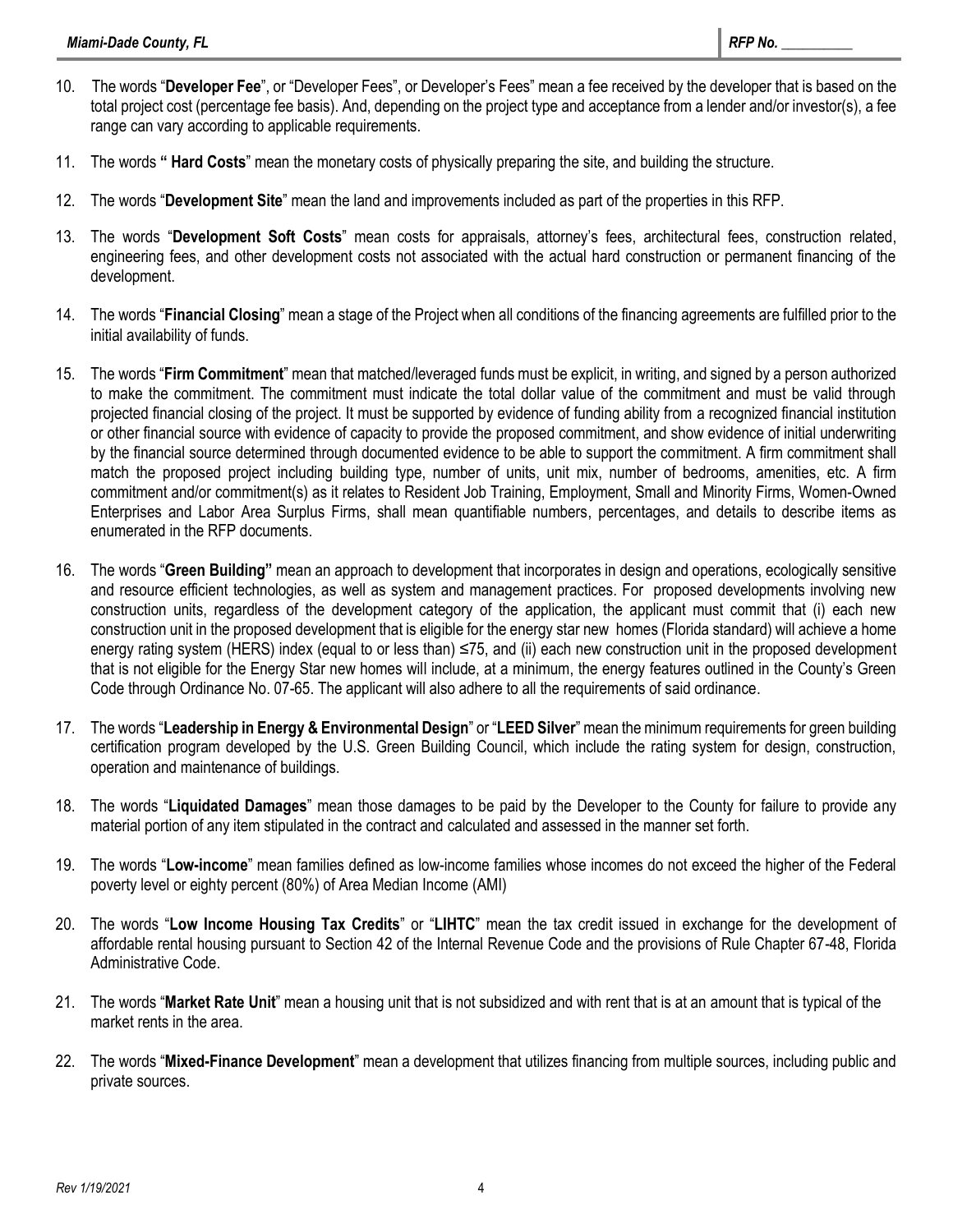10. The words "**Developer Fee**", or "Developer Fees", or Developer's Fees" mean a fee received by the developer that is based on the total project cost (percentage fee basis). And, depending on the project type and acceptance from a lender and/or investor(s), a fee range can vary according to applicable requirements.

11. The words "**Hard Costs**" mean the monetary costs of physically preparing the site, and building the structure.

12. The words "**Development Site**" mean the land and improvements included as part of the properties in this RFP.

13. The words "**Development Soft Costs**" mean costs for appraisals, attorney's fees, architectural fees, construction related, engineering fees, and other development costs not associated with the actual hard construction or permanent financing of the development.

14. The words "**Financial Closing**" mean a stage of the Project when all conditions of the financing agreements are fulfilled prior to the initial availability of funds.

15. The words "**Firm Commitment**" mean that matched/leveraged funds must be explicit, in writing, and signed by a person authorized to make the commitment. The commitment must indicate the total dollar value of the commitment and must be valid through projected financial closing of the project. It must be supported by evidence of funding ability from a recognized financial institution or other financial source with evidence of capacity to provide the proposed commitment, and show evidence of initial underwriting by the financial source determined through documented evidence to be able to support the commitment. A firm commitment shall match the proposed project including building type, number of units, unit mix, number of bedrooms, amenities, etc. A firm commitment and/or commitment(s) as it relates to Resident Job Training, Employment, Small and Minority Firms, Women-Owned Enterprises and Labor Area Surplus Firms, shall mean quantifiable numbers, percentages, and details to describe items as enumerated in the RFP documents.

16. The words "**Green Building"** mean an approach to development that incorporates in design and operations, ecologically sensitive and resource efficient technologies, as well as system and management practices. For proposed developments involving new construction units, regardless of the development category of the application, the applicant must commit that (i) each new construction unit in the proposed development that is eligible for the energy star new homes (Florida standard) will achieve a home energy rating system (HERS) index (equal to or less than) ≤75, and (ii) each new construction unit in the proposed development that is not eligible for the Energy Star new homes will include, at a minimum, the energy features outlined in the County's Green Code through Ordinance No. 07-65. The applicant will also adhere to all the requirements of said ordinance.

17. The words "**Leadership in Energy & Environmental Design**" or "**LEED Silver**" mean the minimum requirements for green building certification program developed by the U.S. Green Building Council, which include the rating system for design, construction, operation and maintenance of buildings.

18. The words "**Liquidated Damages**" mean those damages to be paid by the Developer to the County for failure to provide any material portion of any item stipulated in the contract and calculated and assessed in the manner set forth.

19. The words "**Low-income**" mean families defined as low-income families whose incomes do not exceed the higher of the Federal poverty level or eighty percent (80%) of Area Median Income (AMI)

20. The words "**Low Income Housing Tax Credits**" or "**LIHTC**" mean the tax credit issued in exchange for the development of affordable rental housing pursuant to Section 42 of the Internal Revenue Code and the provisions of Rule Chapter 67-48, Florida Administrative Code.

21. The words "**Market Rate Unit**" mean a housing unit that is not subsidized and with rent that is at an amount that is typical of the market rents in the area.

22. The words "**Mixed-Finance Development**" mean a development that utilizes financing from multiple sources, including public and private sources.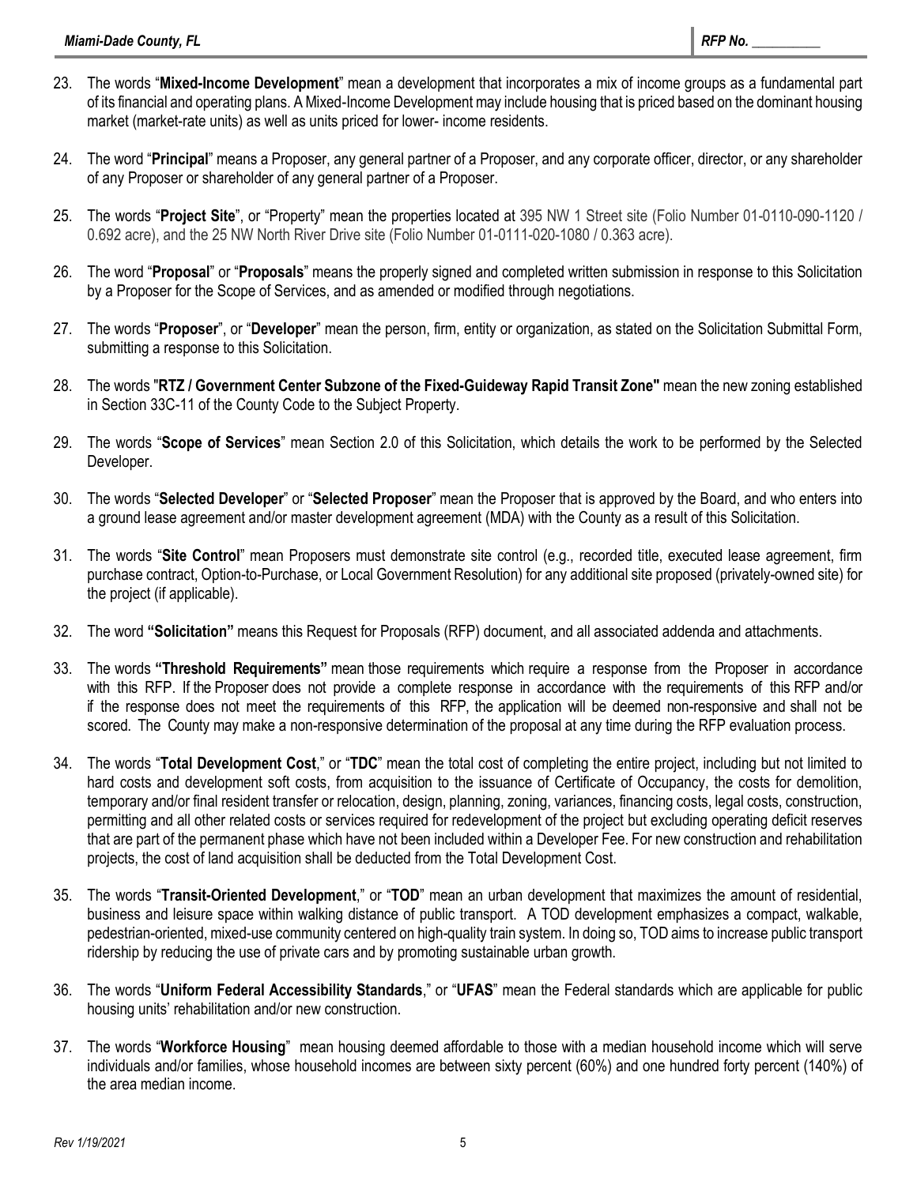23. The words "**Mixed-Income Development**" mean a development that incorporates a mix of income groups as a fundamental part of its financial and operating plans. A Mixed-Income Development may include housing that is priced based on the dominant housing market (market-rate units) as well as units priced for lower- income residents.

24. The word "**Principal**" means a Proposer, any general partner of a Proposer, and any corporate officer, director, or any shareholder of any Proposer or shareholder of any general partner of a Proposer.

25. The words "**Project Site**", or "Property" mean the properties located at 395 NW 1 Street site (Folio Number 01-0110-090-1120 / 0.692 acre), and the 25 NW North River Drive site (Folio Number 01-0111-020-1080 / 0.363 acre).

26. The word "**Proposal**" or "**Proposals**" means the properly signed and completed written submission in response to this Solicitation by a Proposer for the Scope of Services, and as amended or modified through negotiations.

27. The words "**Proposer**", or "**Developer**" mean the person, firm, entity or organization, as stated on the Solicitation Submittal Form, submitting a response to this Solicitation.

28. The words "**RTZ / Government Center Subzone of the Fixed-Guideway Rapid Transit Zone"** mean the new zoning established in Section 33C-11 of the County Code to the Subject Property.

29. The words "**Scope of Services**" mean Section 2.0 of this Solicitation, which details the work to be performed by the Selected Developer.

30. The words "**Selected Developer**" or "**Selected Proposer**" mean the Proposer that is approved by the Board, and who enters into a ground lease agreement and/or master development agreement (MDA) with the County as a result of this Solicitation.

31. The words "**Site Control**" mean Proposers must demonstrate site control (e.g., recorded title, executed lease agreement, firm purchase contract, Option-to-Purchase, or Local Government Resolution) for any additional site proposed (privately-owned site) for the project (if applicable).

32. The word **"Solicitation"** means this Request for Proposals (RFP) document, and all associated addenda and attachments.

33. The words **"Threshold Requirements"** mean those requirements which require a response from the Proposer in accordance with this RFP. If the Proposer does not provide a complete response in accordance with the requirements of this RFP and/or if the response does not meet the requirements of this RFP, the application will be deemed non-responsive and shall not be scored. The County may make a non-responsive determination of the proposal at any time during the RFP evaluation process.

34. The words "**Total Development Cost**," or "**TDC**" mean the total cost of completing the entire project, including but not limited to hard costs and development soft costs, from acquisition to the issuance of Certificate of Occupancy, the costs for demolition, temporary and/or final resident transfer or relocation, design, planning, zoning, variances, financing costs, legal costs, construction, permitting and all other related costs or services required for redevelopment of the project but excluding operating deficit reserves that are part of the permanent phase which have not been included within a Developer Fee. For new construction and rehabilitation projects, the cost of land acquisition shall be deducted from the Total Development Cost.

35. The words "**Transit-Oriented Development**," or "**TOD**" mean an urban development that maximizes the amount of residential, business and leisure space within walking distance of public transport. A TOD development emphasizes a compact, walkable, pedestrian-oriented, mixed-use community centered on high-quality train system. In doing so, TOD aims to increase public transport ridership by reducing the use of private cars and by promoting sustainable urban growth.

36. The words "**Uniform Federal Accessibility Standards**," or "**UFAS**" mean the Federal standards which are applicable for public housing units' rehabilitation and/or new construction.

37. The words "**Workforce Housing**" mean housing deemed affordable to those with a median household income which will serve individuals and/or families, whose household incomes are between sixty percent (60%) and one hundred forty percent (140%) of the area median income.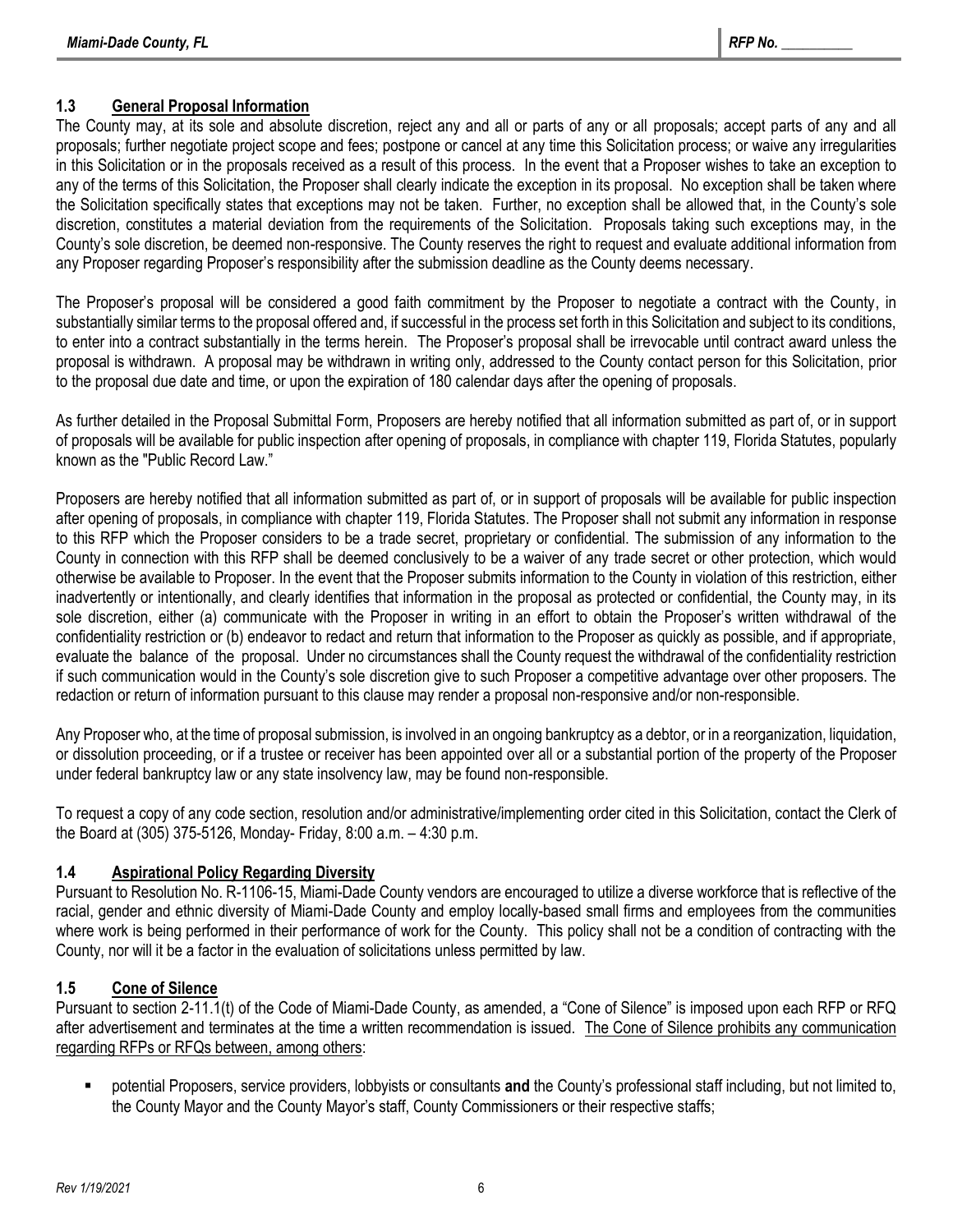### 1.3 General Proposal Information

The County may, at its sole and absolute discretion, reject any and all or parts of any or all proposals; accept parts of any and all proposals; further negotiate project scope and fees; postpone or cancel at any time this Solicitation process; or waive any irregularities in this Solicitation or in the proposals received as a result of this process. In the event that a Proposer wishes to take an exception to any of the terms of this Solicitation, the Proposer shall clearly indicate the exception in its proposal. No exception shall be taken where the Solicitation specifically states that exceptions may not be taken. Further, no exception shall be allowed that, in the County's sole discretion, constitutes a material deviation from the requirements of the Solicitation. Proposals taking such exceptions may, in the County's sole discretion, be deemed non-responsive. The County reserves the right to request and evaluate additional information from any Proposer regarding Proposer's responsibility after the submission deadline as the County deems necessary.

The Proposer's proposal will be considered a good faith commitment by the Proposer to negotiate a contract with the County, in substantially similar terms to the proposal offered and, if successful in the process set forth in this Solicitation and subject to its conditions, to enter into a contract substantially in the terms herein. The Proposer's proposal shall be irrevocable until contract award unless the proposal is withdrawn. A proposal may be withdrawn in writing only, addressed to the County contact person for this Solicitation, prior to the proposal due date and time, or upon the expiration of 180 calendar days after the opening of proposals.

As further detailed in the Proposal Submittal Form, Proposers are hereby notified that all information submitted as part of, or in support of proposals will be available for public inspection after opening of proposals, in compliance with chapter 119, Florida Statutes, popularly known as the "Public Record Law."

Proposers are hereby notified that all information submitted as part of, or in support of proposals will be available for public inspection after opening of proposals, in compliance with chapter 119, Florida Statutes. The Proposer shall not submit any information in response to this RFP which the Proposer considers to be a trade secret, proprietary or confidential. The submission of any information to the County in connection with this RFP shall be deemed conclusively to be a waiver of any trade secret or other protection, which would otherwise be available to Proposer. In the event that the Proposer submits information to the County in violation of this restriction, either inadvertently or intentionally, and clearly identifies that information in the proposal as protected or confidential, the County may, in its sole discretion, either (a) communicate with the Proposer in writing in an effort to obtain the Proposer's written withdrawal of the confidentiality restriction or (b) endeavor to redact and return that information to the Proposer as quickly as possible, and if appropriate, evaluate the balance of the proposal. Under no circumstances shall the County request the withdrawal of the confidentiality restriction if such communication would in the County's sole discretion give to such Proposer a competitive advantage over other proposers. The redaction or return of information pursuant to this clause may render a proposal non-responsive and/or non-responsible.

Any Proposer who, at the time of proposal submission, is involved in an ongoing bankruptcy as a debtor, or in a reorganization, liquidation, or dissolution proceeding, or if a trustee or receiver has been appointed over all or a substantial portion of the property of the Proposer under federal bankruptcy law or any state insolvency law, may be found non-responsible.

To request a copy of any code section, resolution and/or administrative/implementing order cited in this Solicitation, contact the Clerk of the Board at (305) 375-5126, Monday- Friday, 8:00 a.m. – 4:30 p.m.

### 1.4 Aspirational Policy Regarding Diversity

Pursuant to Resolution No. R-1106-15, Miami-Dade County vendors are encouraged to utilize a diverse workforce that is reflective of the racial, gender and ethnic diversity of Miami-Dade County and employ locally-based small firms and employees from the communities where work is being performed in their performance of work for the County. This policy shall not be a condition of contracting with the County, nor will it be a factor in the evaluation of solicitations unless permitted by law.

### 1.5 Cone of Silence

Pursuant to section 2-11.1(t) of the Code of Miami-Dade County, as amended, a "Cone of Silence" is imposed upon each RFP or RFQ after advertisement and terminates at the time a written recommendation is issued. The Cone of Silence prohibits any communication regarding RFPs or RFQs between, among others:

- potential Proposers, service providers, lobbyists or consultants **and** the County's professional staff including, but not limited to, the County Mayor and the County Mayor's staff, County Commissioners or their respective staffs;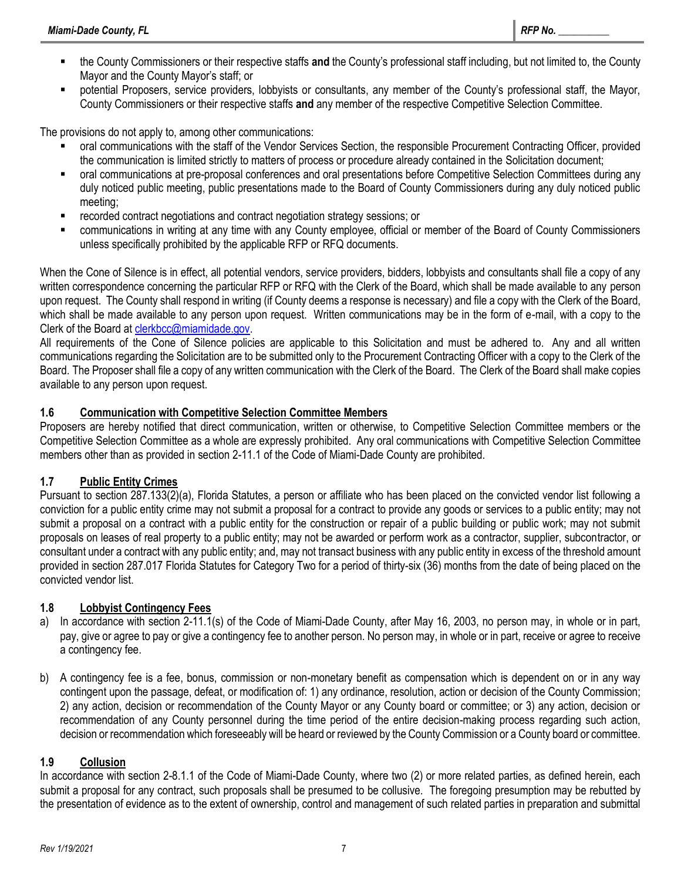- the County Commissioners or their respective staffs **and** the County's professional staff including, but not limited to, the County Mayor and the County Mayor's staff; or
- potential Proposers, service providers, lobbyists or consultants, any member of the County's professional staff, the Mayor, County Commissioners or their respective staffs **and** any member of the respective Competitive Selection Committee.

The provisions do not apply to, among other communications:

- oral communications with the staff of the Vendor Services Section, the responsible Procurement Contracting Officer, provided the communication is limited strictly to matters of process or procedure already contained in the Solicitation document;
- oral communications at pre-proposal conferences and oral presentations before Competitive Selection Committees during any duly noticed public meeting, public presentations made to the Board of County Commissioners during any duly noticed public meeting;
- recorded contract negotiations and contract negotiation strategy sessions; or
- communications in writing at any time with any County employee, official or member of the Board of County Commissioners unless specifically prohibited by the applicable RFP or RFQ documents.

When the Cone of Silence is in effect, all potential vendors, service providers, bidders, lobbyists and consultants shall file a copy of any written correspondence concerning the particular RFP or RFQ with the Clerk of the Board, which shall be made available to any person upon request. The County shall respond in writing (if County deems a response is necessary) and file a copy with the Clerk of the Board, which shall be made available to any person upon request. Written communications may be in the form of e-mail, with a copy to the Clerk of the Board at clerkbcc@miamidade.gov.

All requirements of the Cone of Silence policies are applicable to this Solicitation and must be adhered to. Any and all written communications regarding the Solicitation are to be submitted only to the Procurement Contracting Officer with a copy to the Clerk of the Board. The Proposer shall file a copy of any written communication with the Clerk of the Board. The Clerk of the Board shall make copies available to any person upon request.

### 1.6 Communication with Competitive Selection Committee Members

Proposers are hereby notified that direct communication, written or otherwise, to Competitive Selection Committee members or the Competitive Selection Committee as a whole are expressly prohibited. Any oral communications with Competitive Selection Committee members other than as provided in section 2-11.1 of the Code of Miami-Dade County are prohibited.

### 1.7 Public Entity Crimes

Pursuant to section 287.133(2)(a), Florida Statutes, a person or affiliate who has been placed on the convicted vendor list following a conviction for a public entity crime may not submit a proposal for a contract to provide any goods or services to a public entity; may not submit a proposal on a contract with a public entity for the construction or repair of a public building or public work; may not submit proposals on leases of real property to a public entity; may not be awarded or perform work as a contractor, supplier, subcontractor, or consultant under a contract with any public entity; and, may not transact business with any public entity in excess of the threshold amount provided in section 287.017 Florida Statutes for Category Two for a period of thirty-six (36) months from the date of being placed on the convicted vendor list.

### 1.8 Lobbyist Contingency Fees

a) In accordance with section 2-11.1(s) of the Code of Miami-Dade County, after May 16, 2003, no person may, in whole or in part, pay, give or agree to pay or give a contingency fee to another person. No person may, in whole or in part, receive or agree to receive a contingency fee.

b) A contingency fee is a fee, bonus, commission or non-monetary benefit as compensation which is dependent on or in any way contingent upon the passage, defeat, or modification of: 1) any ordinance, resolution, action or decision of the County Commission; 2) any action, decision or recommendation of the County Mayor or any County board or committee; or 3) any action, decision or recommendation of any County personnel during the time period of the entire decision-making process regarding such action, decision or recommendation which foreseeably will be heard or reviewed by the County Commission or a County board or committee.

### 1.9 Collusion

In accordance with section 2-8.1.1 of the Code of Miami-Dade County, where two (2) or more related parties, as defined herein, each submit a proposal for any contract, such proposals shall be presumed to be collusive. The foregoing presumption may be rebutted by the presentation of evidence as to the extent of ownership, control and management of such related parties in preparation and submittal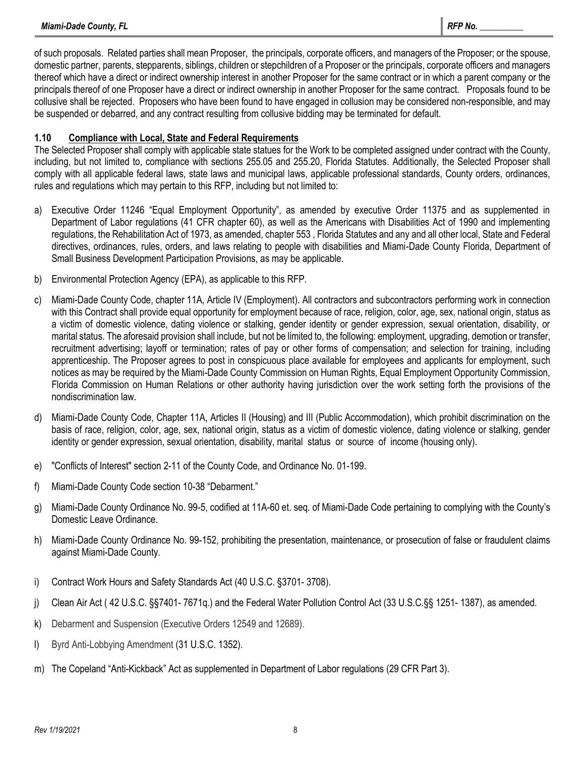of such proposals. Related parties shall mean Proposer, the principals, corporate officers, and managers of the Proposer; or the spouse, domestic partner, parents, stepparents, siblings, children or stepchildren of a Proposer or the principals, corporate officers and managers thereof which have a direct or indirect ownership interest in another Proposer for the same contract or in which a parent company or the principals thereof of one Proposer have a direct or indirect ownership in another Proposer for the same contract. Proposals found to be collusive shall be rejected. Proposers who have been found to have engaged in collusion may be considered non-responsible, and may be suspended or debarred, and any contract resulting from collusive bidding may be terminated for default.

### 1.10 Compliance with Local, State and Federal Requirements

The Selected Proposer shall comply with applicable state statues for the Work to be completed assigned under contract with the County, including, but not limited to, compliance with sections 255.05 and 255.20, Florida Statutes. Additionally, the Selected Proposer shall comply with all applicable federal laws, state laws and municipal laws, applicable professional standards, County orders, ordinances, rules and regulations which may pertain to this RFP, including but not limited to:

a) Executive Order 11246 "Equal Employment Opportunity", as amended by executive Order 11375 and as supplemented in Department of Labor regulations (41 CFR chapter 60), as well as the Americans with Disabilities Act of 1990 and implementing regulations, the Rehabilitation Act of 1973, as amended, chapter 553 , Florida Statutes and any and all other local, State and Federal directives, ordinances, rules, orders, and laws relating to people with disabilities and Miami-Dade County Florida, Department of Small Business Development Participation Provisions, as may be applicable.

b) Environmental Protection Agency (EPA), as applicable to this RFP.

c) Miami-Dade County Code, chapter 11A, Article IV (Employment). All contractors and subcontractors performing work in connection with this Contract shall provide equal opportunity for employment because of race, religion, color, age, sex, national origin, status as a victim of domestic violence, dating violence or stalking, gender identity or gender expression, sexual orientation, disability, or marital status. The aforesaid provision shall include, but not be limited to, the following: employment, upgrading, demotion or transfer, recruitment advertising; layoff or termination; rates of pay or other forms of compensation; and selection for training, including apprenticeship. The Proposer agrees to post in conspicuous place available for employees and applicants for employment, such notices as may be required by the Miami-Dade County Commission on Human Rights, Equal Employment Opportunity Commission, Florida Commission on Human Relations or other authority having jurisdiction over the work setting forth the provisions of the nondiscrimination law.

d) Miami-Dade County Code, Chapter 11A, Articles II (Housing) and III (Public Accommodation), which prohibit discrimination on the basis of race, religion, color, age, sex, national origin, status as a victim of domestic violence, dating violence or stalking, gender identity or gender expression, sexual orientation, disability, marital status or source of income (housing only).

e) "Conflicts of Interest" section 2-11 of the County Code, and Ordinance No. 01-199.

f) Miami-Dade County Code section 10-38 "Debarment."

g) Miami-Dade County Ordinance No. 99-5, codified at 11A-60 et. seq. of Miami-Dade Code pertaining to complying with the County's Domestic Leave Ordinance.

h) Miami-Dade County Ordinance No. 99-152, prohibiting the presentation, maintenance, or prosecution of false or fraudulent claims against Miami-Dade County.

i) Contract Work Hours and Safety Standards Act (40 U.S.C. §3701- 3708).

j) Clean Air Act ( 42 U.S.C. §§7401- 7671q.) and the Federal Water Pollution Control Act (33 U.S.C.§§ 1251- 1387), as amended.

k) Debarment and Suspension (Executive Orders 12549 and 12689).

l) Byrd Anti-Lobbying Amendment (31 U.S.C. 1352).

m) The Copeland "Anti-Kickback" Act as supplemented in Department of Labor regulations (29 CFR Part 3).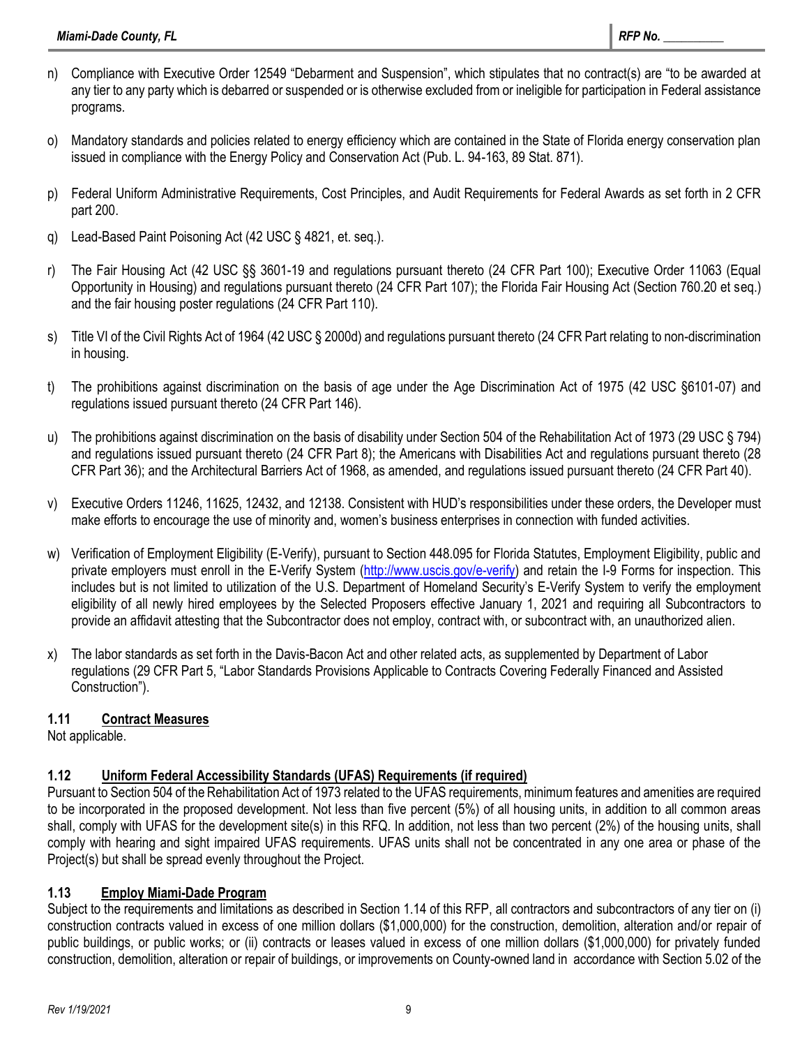n) Compliance with Executive Order 12549 "Debarment and Suspension", which stipulates that no contract(s) are "to be awarded at any tier to any party which is debarred or suspended or is otherwise excluded from or ineligible for participation in Federal assistance programs.

o) Mandatory standards and policies related to energy efficiency which are contained in the State of Florida energy conservation plan issued in compliance with the Energy Policy and Conservation Act (Pub. L. 94-163, 89 Stat. 871).

p) Federal Uniform Administrative Requirements, Cost Principles, and Audit Requirements for Federal Awards as set forth in 2 CFR part 200.

q) Lead-Based Paint Poisoning Act (42 USC § 4821, et. seq.).

r) The Fair Housing Act (42 USC §§ 3601-19 and regulations pursuant thereto (24 CFR Part 100); Executive Order 11063 (Equal Opportunity in Housing) and regulations pursuant thereto (24 CFR Part 107); the Florida Fair Housing Act (Section 760.20 et seq.) and the fair housing poster regulations (24 CFR Part 110).

s) Title VI of the Civil Rights Act of 1964 (42 USC § 2000d) and regulations pursuant thereto (24 CFR Part relating to non-discrimination in housing.

t) The prohibitions against discrimination on the basis of age under the Age Discrimination Act of 1975 (42 USC §6101-07) and regulations issued pursuant thereto (24 CFR Part 146).

u) The prohibitions against discrimination on the basis of disability under Section 504 of the Rehabilitation Act of 1973 (29 USC § 794) and regulations issued pursuant thereto (24 CFR Part 8); the Americans with Disabilities Act and regulations pursuant thereto (28 CFR Part 36); and the Architectural Barriers Act of 1968, as amended, and regulations issued pursuant thereto (24 CFR Part 40).

v) Executive Orders 11246, 11625, 12432, and 12138. Consistent with HUD's responsibilities under these orders, the Developer must make efforts to encourage the use of minority and, women's business enterprises in connection with funded activities.

w) Verification of Employment Eligibility (E-Verify), pursuant to Section 448.095 for Florida Statutes, Employment Eligibility, public and private employers must enroll in the E-Verify System (http://www.uscis.gov/e-verify) and retain the I-9 Forms for inspection. This includes but is not limited to utilization of the U.S. Department of Homeland Security's E-Verify System to verify the employment eligibility of all newly hired employees by the Selected Proposers effective January 1, 2021 and requiring all Subcontractors to provide an affidavit attesting that the Subcontractor does not employ, contract with, or subcontract with, an unauthorized alien.

x) The labor standards as set forth in the Davis-Bacon Act and other related acts, as supplemented by Department of Labor regulations (29 CFR Part 5, "Labor Standards Provisions Applicable to Contracts Covering Federally Financed and Assisted Construction").

### 1.11 Contract Measures

Not applicable.

### 1.12 Uniform Federal Accessibility Standards (UFAS) Requirements (if required)

Pursuant to Section 504 of the Rehabilitation Act of 1973 related to the UFAS requirements, minimum features and amenities are required to be incorporated in the proposed development. Not less than five percent (5%) of all housing units, in addition to all common areas shall, comply with UFAS for the development site(s) in this RFQ. In addition, not less than two percent (2%) of the housing units, shall comply with hearing and sight impaired UFAS requirements. UFAS units shall not be concentrated in any one area or phase of the Project(s) but shall be spread evenly throughout the Project.

### 1.13 Employ Miami-Dade Program

Subject to the requirements and limitations as described in Section 1.14 of this RFP, all contractors and subcontractors of any tier on (i) construction contracts valued in excess of one million dollars ($1,000,000) for the construction, demolition, alteration and/or repair of public buildings, or public works; or (ii) contracts or leases valued in excess of one million dollars ($1,000,000) for privately funded construction, demolition, alteration or repair of buildings, or improvements on County-owned land in accordance with Section 5.02 of the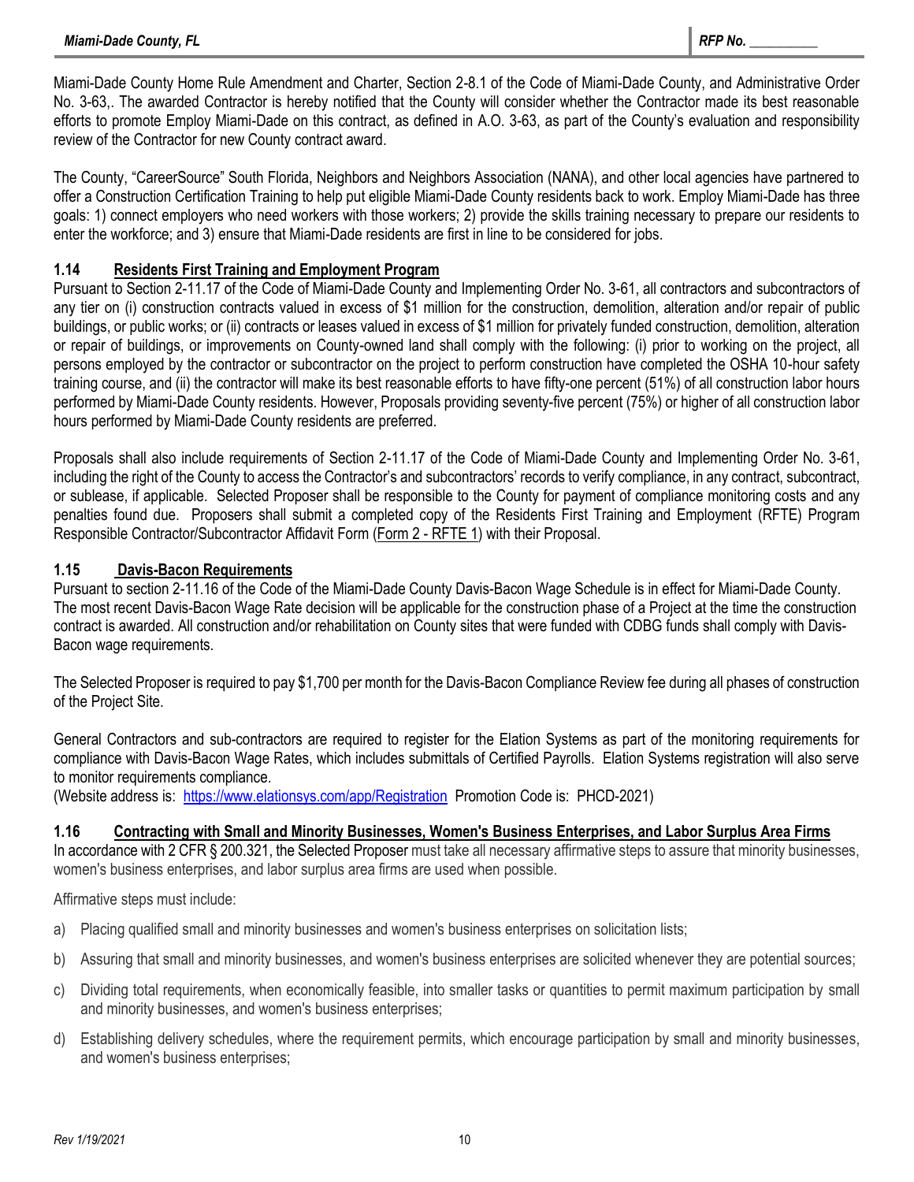Miami-Dade County Home Rule Amendment and Charter, Section 2-8.1 of the Code of Miami-Dade County, and Administrative Order No. 3-63,. The awarded Contractor is hereby notified that the County will consider whether the Contractor made its best reasonable efforts to promote Employ Miami-Dade on this contract, as defined in A.O. 3-63, as part of the County's evaluation and responsibility review of the Contractor for new County contract award.

The County, "CareerSource" South Florida, Neighbors and Neighbors Association (NANA), and other local agencies have partnered to offer a Construction Certification Training to help put eligible Miami-Dade County residents back to work. Employ Miami-Dade has three goals: 1) connect employers who need workers with those workers; 2) provide the skills training necessary to prepare our residents to enter the workforce; and 3) ensure that Miami-Dade residents are first in line to be considered for jobs.

### 1.14 Residents First Training and Employment Program

Pursuant to Section 2-11.17 of the Code of Miami-Dade County and Implementing Order No. 3-61, all contractors and subcontractors of any tier on (i) construction contracts valued in excess of $1 million for the construction, demolition, alteration and/or repair of public buildings, or public works; or (ii) contracts or leases valued in excess of $1 million for privately funded construction, demolition, alteration or repair of buildings, or improvements on County-owned land shall comply with the following: (i) prior to working on the project, all persons employed by the contractor or subcontractor on the project to perform construction have completed the OSHA 10-hour safety training course, and (ii) the contractor will make its best reasonable efforts to have fifty-one percent (51%) of all construction labor hours performed by Miami-Dade County residents. However, Proposals providing seventy-five percent (75%) or higher of all construction labor hours performed by Miami-Dade County residents are preferred.

Proposals shall also include requirements of Section 2-11.17 of the Code of Miami-Dade County and Implementing Order No. 3-61, including the right of the County to access the Contractor's and subcontractors' records to verify compliance, in any contract, subcontract, or sublease, if applicable. Selected Proposer shall be responsible to the County for payment of compliance monitoring costs and any penalties found due. Proposers shall submit a completed copy of the Residents First Training and Employment (RFTE) Program Responsible Contractor/Subcontractor Affidavit Form (Form 2 - RFTE 1) with their Proposal.

### 1.15 Davis-Bacon Requirements

Pursuant to section 2-11.16 of the Code of the Miami-Dade County Davis-Bacon Wage Schedule is in effect for Miami-Dade County. The most recent Davis-Bacon Wage Rate decision will be applicable for the construction phase of a Project at the time the construction contract is awarded. All construction and/or rehabilitation on County sites that were funded with CDBG funds shall comply with Davis-Bacon wage requirements.

The Selected Proposer is required to pay $1,700 per month for the Davis-Bacon Compliance Review fee during all phases of construction of the Project Site.

General Contractors and sub-contractors are required to register for the Elation Systems as part of the monitoring requirements for compliance with Davis-Bacon Wage Rates, which includes submittals of Certified Payrolls. Elation Systems registration will also serve to monitor requirements compliance.
(Website address is: https://www.elationsys.com/app/Registration Promotion Code is: PHCD-2021)

### 1.16 Contracting with Small and Minority Businesses, Women's Business Enterprises, and Labor Surplus Area Firms

In accordance with 2 CFR § 200.321, the Selected Proposer must take all necessary affirmative steps to assure that minority businesses, women's business enterprises, and labor surplus area firms are used when possible.

Affirmative steps must include:

a) Placing qualified small and minority businesses and women's business enterprises on solicitation lists;

b) Assuring that small and minority businesses, and women's business enterprises are solicited whenever they are potential sources;

c) Dividing total requirements, when economically feasible, into smaller tasks or quantities to permit maximum participation by small and minority businesses, and women's business enterprises;

d) Establishing delivery schedules, where the requirement permits, which encourage participation by small and minority businesses, and women's business enterprises;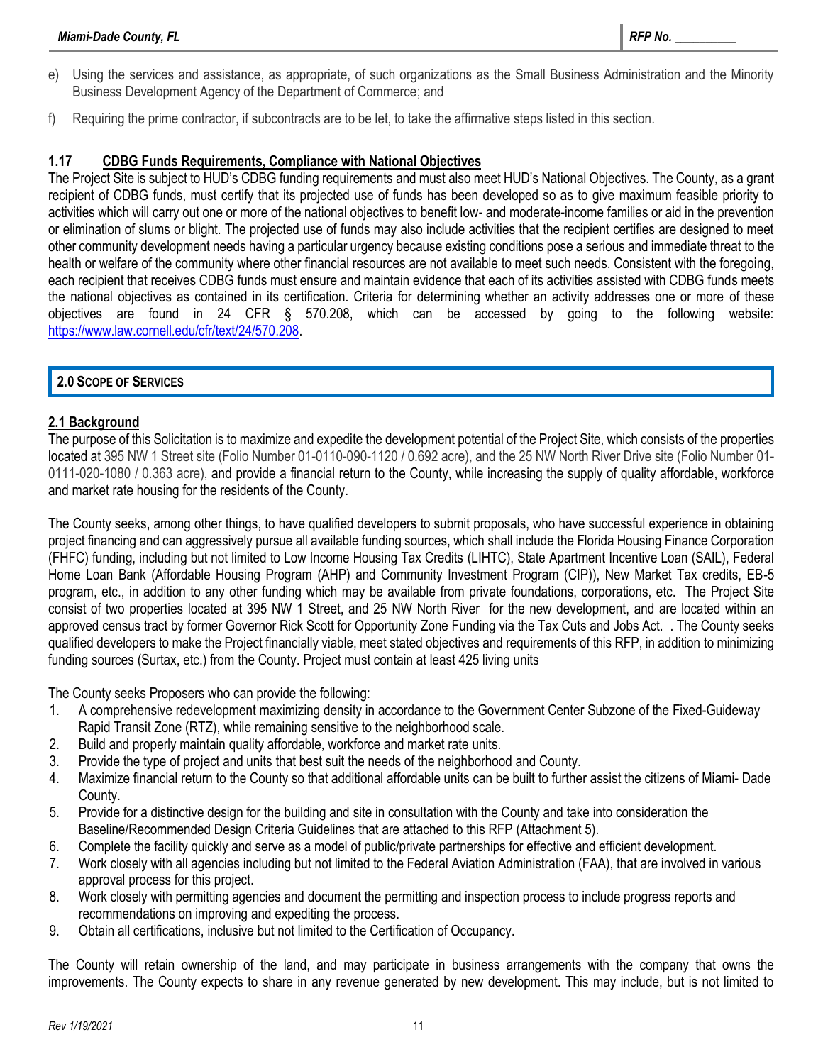e) Using the services and assistance, as appropriate, of such organizations as the Small Business Administration and the Minority Business Development Agency of the Department of Commerce; and

f) Requiring the prime contractor, if subcontracts are to be let, to take the affirmative steps listed in this section.

### 1.17 CDBG Funds Requirements, Compliance with National Objectives

The Project Site is subject to HUD's CDBG funding requirements and must also meet HUD's National Objectives. The County, as a grant recipient of CDBG funds, must certify that its projected use of funds has been developed so as to give maximum feasible priority to activities which will carry out one or more of the national objectives to benefit low- and moderate-income families or aid in the prevention or elimination of slums or blight. The projected use of funds may also include activities that the recipient certifies are designed to meet other community development needs having a particular urgency because existing conditions pose a serious and immediate threat to the health or welfare of the community where other financial resources are not available to meet such needs. Consistent with the foregoing, each recipient that receives CDBG funds must ensure and maintain evidence that each of its activities assisted with CDBG funds meets the national objectives as contained in its certification. Criteria for determining whether an activity addresses one or more of these objectives are found in 24 CFR § 570.208, which can be accessed by going to the following website: https://www.law.cornell.edu/cfr/text/24/570.208.

## 2.0 Scope of Services

### 2.1 Background

The purpose of this Solicitation is to maximize and expedite the development potential of the Project Site, which consists of the properties located at 395 NW 1 Street site (Folio Number 01-0110-090-1120 / 0.692 acre), and the 25 NW North River Drive site (Folio Number 01-0111-020-1080 / 0.363 acre), and provide a financial return to the County, while increasing the supply of quality affordable, workforce and market rate housing for the residents of the County.

The County seeks, among other things, to have qualified developers to submit proposals, who have successful experience in obtaining project financing and can aggressively pursue all available funding sources, which shall include the Florida Housing Finance Corporation (FHFC) funding, including but not limited to Low Income Housing Tax Credits (LIHTC), State Apartment Incentive Loan (SAIL), Federal Home Loan Bank (Affordable Housing Program (AHP) and Community Investment Program (CIP)), New Market Tax credits, EB-5 program, etc., in addition to any other funding which may be available from private foundations, corporations, etc. The Project Site consist of two properties located at 395 NW 1 Street, and 25 NW North River for the new development, and are located within an approved census tract by former Governor Rick Scott for Opportunity Zone Funding via the Tax Cuts and Jobs Act. . The County seeks qualified developers to make the Project financially viable, meet stated objectives and requirements of this RFP, in addition to minimizing funding sources (Surtax, etc.) from the County. Project must contain at least 425 living units

The County seeks Proposers who can provide the following:

1. A comprehensive redevelopment maximizing density in accordance to the Government Center Subzone of the Fixed-Guideway Rapid Transit Zone (RTZ), while remaining sensitive to the neighborhood scale.
2. Build and properly maintain quality affordable, workforce and market rate units.
3. Provide the type of project and units that best suit the needs of the neighborhood and County.
4. Maximize financial return to the County so that additional affordable units can be built to further assist the citizens of Miami- Dade County.
5. Provide for a distinctive design for the building and site in consultation with the County and take into consideration the Baseline/Recommended Design Criteria Guidelines that are attached to this RFP (Attachment 5).
6. Complete the facility quickly and serve as a model of public/private partnerships for effective and efficient development.
7. Work closely with all agencies including but not limited to the Federal Aviation Administration (FAA), that are involved in various approval process for this project.
8. Work closely with permitting agencies and document the permitting and inspection process to include progress reports and recommendations on improving and expediting the process.
9. Obtain all certifications, inclusive but not limited to the Certification of Occupancy.

The County will retain ownership of the land, and may participate in business arrangements with the company that owns the improvements. The County expects to share in any revenue generated by new development. This may include, but is not limited to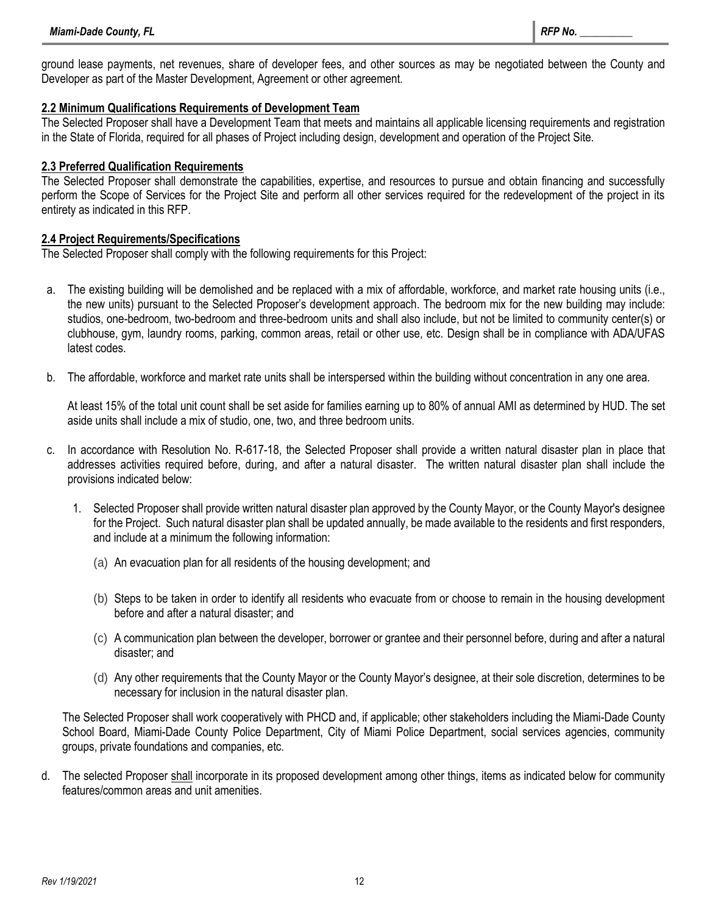ground lease payments, net revenues, share of developer fees, and other sources as may be negotiated between the County and Developer as part of the Master Development, Agreement or other agreement.

## 2.2 Minimum Qualifications Requirements of Development Team

The Selected Proposer shall have a Development Team that meets and maintains all applicable licensing requirements and registration in the State of Florida, required for all phases of Project including design, development and operation of the Project Site.

## 2.3 Preferred Qualification Requirements

The Selected Proposer shall demonstrate the capabilities, expertise, and resources to pursue and obtain financing and successfully perform the Scope of Services for the Project Site and perform all other services required for the redevelopment of the project in its entirety as indicated in this RFP.

## 2.4 Project Requirements/Specifications

The Selected Proposer shall comply with the following requirements for this Project:

a. The existing building will be demolished and be replaced with a mix of affordable, workforce, and market rate housing units (i.e., the new units) pursuant to the Selected Proposer's development approach. The bedroom mix for the new building may include: studios, one-bedroom, two-bedroom and three-bedroom units and shall also include, but not be limited to community center(s) or clubhouse, gym, laundry rooms, parking, common areas, retail or other use, etc. Design shall be in compliance with ADA/UFAS latest codes.

b. The affordable, workforce and market rate units shall be interspersed within the building without concentration in any one area.

   At least 15% of the total unit count shall be set aside for families earning up to 80% of annual AMI as determined by HUD. The set aside units shall include a mix of studio, one, two, and three bedroom units.

c. In accordance with Resolution No. R-617-18, the Selected Proposer shall provide a written natural disaster plan in place that addresses activities required before, during, and after a natural disaster. The written natural disaster plan shall include the provisions indicated below:

   1. Selected Proposer shall provide written natural disaster plan approved by the County Mayor, or the County Mayor's designee for the Project. Such natural disaster plan shall be updated annually, be made available to the residents and first responders, and include at a minimum the following information:

      (a) An evacuation plan for all residents of the housing development; and

      (b) Steps to be taken in order to identify all residents who evacuate from or choose to remain in the housing development before and after a natural disaster; and

      (c) A communication plan between the developer, borrower or grantee and their personnel before, during and after a natural disaster; and

      (d) Any other requirements that the County Mayor or the County Mayor's designee, at their sole discretion, determines to be necessary for inclusion in the natural disaster plan.

   The Selected Proposer shall work cooperatively with PHCD and, if applicable; other stakeholders including the Miami-Dade County School Board, Miami-Dade County Police Department, City of Miami Police Department, social services agencies, community groups, private foundations and companies, etc.

d. The selected Proposer <u>shall</u> incorporate in its proposed development among other things, items as indicated below for community features/common areas and unit amenities.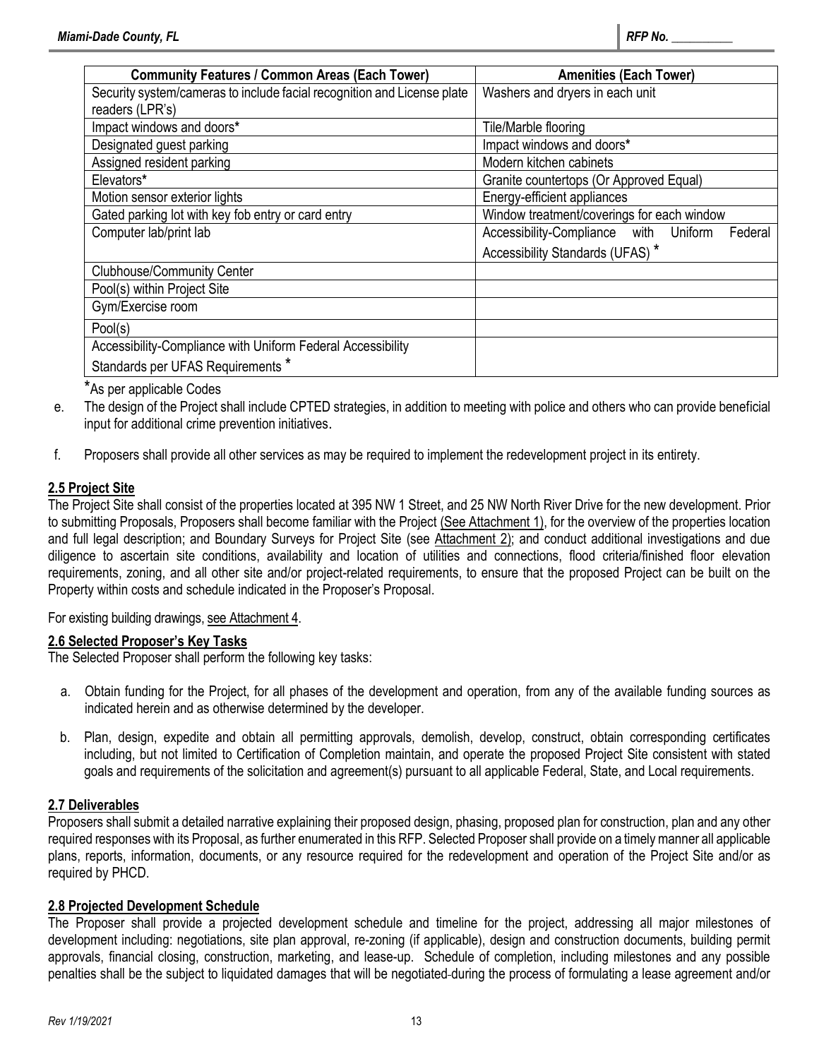| Community Features / Common Areas (Each Tower) | Amenities (Each Tower) |
| --- | --- |
| Security system/cameras to include facial recognition and License plate readers (LPR's) | Washers and dryers in each unit |
| Impact windows and doors* | Tile/Marble flooring |
| Designated guest parking | Impact windows and doors* |
| Assigned resident parking | Modern kitchen cabinets |
| Elevators* | Granite countertops (Or Approved Equal) |
| Motion sensor exterior lights | Energy-efficient appliances |
| Gated parking lot with key fob entry or card entry | Window treatment/coverings for each window |
| Computer lab/print lab | Accessibility-Compliance with Uniform Federal Accessibility Standards (UFAS) * |
| Clubhouse/Community Center | |
| Pool(s) within Project Site | |
| Gym/Exercise room | |
| Pool(s) | |
| Accessibility-Compliance with Uniform Federal Accessibility Standards per UFAS Requirements * | |

*As per applicable Codes

e. The design of the Project shall include CPTED strategies, in addition to meeting with police and others who can provide beneficial input for additional crime prevention initiatives.

f. Proposers shall provide all other services as may be required to implement the redevelopment project in its entirety.

**2.5 Project Site**

The Project Site shall consist of the properties located at 395 NW 1 Street, and 25 NW North River Drive for the new development. Prior to submitting Proposals, Proposers shall become familiar with the Project (See Attachment 1), for the overview of the properties location and full legal description; and Boundary Surveys for Project Site (see Attachment 2); and conduct additional investigations and due diligence to ascertain site conditions, availability and location of utilities and connections, flood criteria/finished floor elevation requirements, zoning, and all other site and/or project-related requirements, to ensure that the proposed Project can be built on the Property within costs and schedule indicated in the Proposer's Proposal.

For existing building drawings, see Attachment 4.

**2.6 Selected Proposer's Key Tasks**

The Selected Proposer shall perform the following key tasks:

a. Obtain funding for the Project, for all phases of the development and operation, from any of the available funding sources as indicated herein and as otherwise determined by the developer.

b. Plan, design, expedite and obtain all permitting approvals, demolish, develop, construct, obtain corresponding certificates including, but not limited to Certification of Completion maintain, and operate the proposed Project Site consistent with stated goals and requirements of the solicitation and agreement(s) pursuant to all applicable Federal, State, and Local requirements.

**2.7 Deliverables**

Proposers shall submit a detailed narrative explaining their proposed design, phasing, proposed plan for construction, plan and any other required responses with its Proposal, as further enumerated in this RFP. Selected Proposer shall provide on a timely manner all applicable plans, reports, information, documents, or any resource required for the redevelopment and operation of the Project Site and/or as required by PHCD.

**2.8 Projected Development Schedule**

The Proposer shall provide a projected development schedule and timeline for the project, addressing all major milestones of development including: negotiations, site plan approval, re-zoning (if applicable), design and construction documents, building permit approvals, financial closing, construction, marketing, and lease-up. Schedule of completion, including milestones and any possible penalties shall be the subject to liquidated damages that will be negotiated during the process of formulating a lease agreement and/or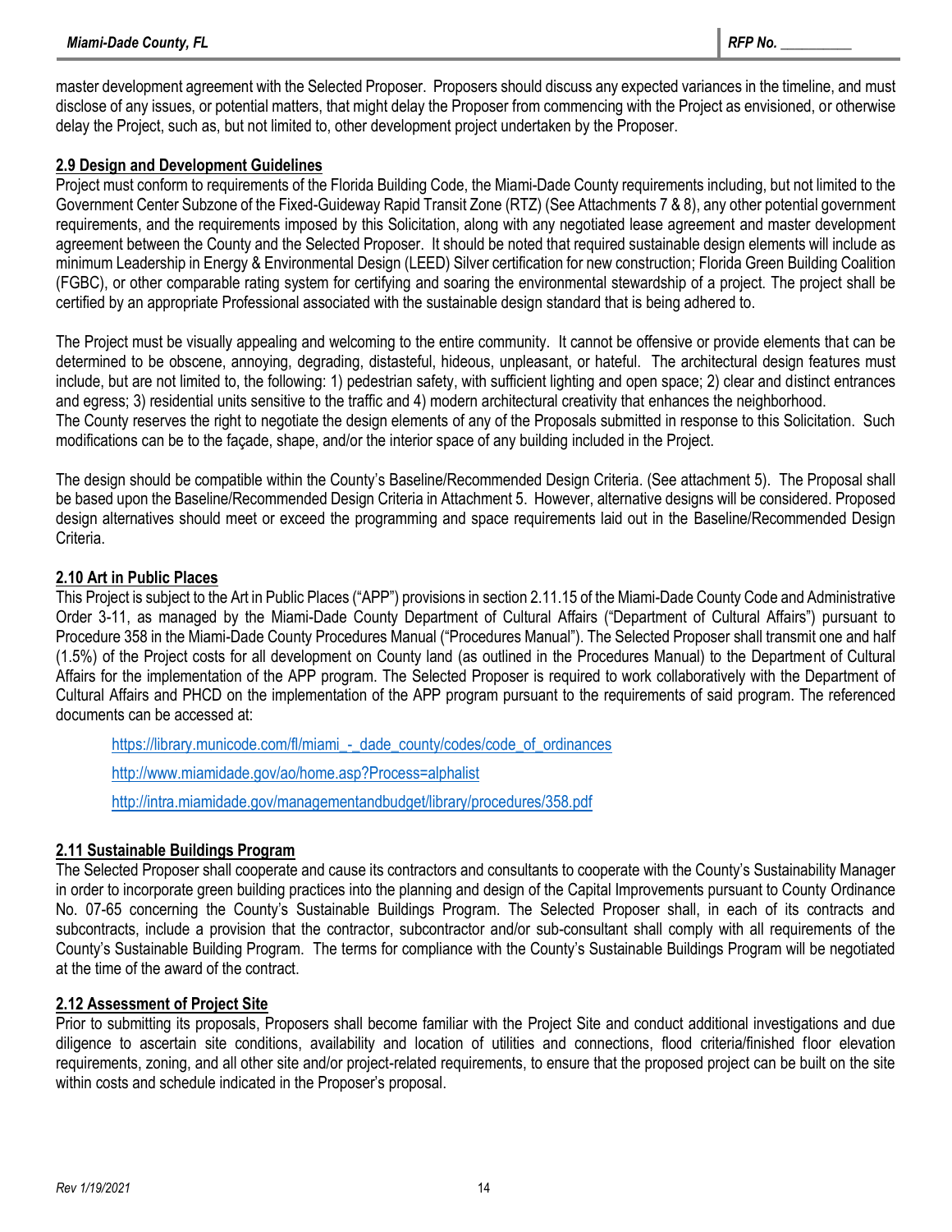master development agreement with the Selected Proposer. Proposers should discuss any expected variances in the timeline, and must disclose of any issues, or potential matters, that might delay the Proposer from commencing with the Project as envisioned, or otherwise delay the Project, such as, but not limited to, other development project undertaken by the Proposer.

## 2.9 Design and Development Guidelines

Project must conform to requirements of the Florida Building Code, the Miami-Dade County requirements including, but not limited to the Government Center Subzone of the Fixed-Guideway Rapid Transit Zone (RTZ) (See Attachments 7 & 8), any other potential government requirements, and the requirements imposed by this Solicitation, along with any negotiated lease agreement and master development agreement between the County and the Selected Proposer. It should be noted that required sustainable design elements will include as minimum Leadership in Energy & Environmental Design (LEED) Silver certification for new construction; Florida Green Building Coalition (FGBC), or other comparable rating system for certifying and soaring the environmental stewardship of a project. The project shall be certified by an appropriate Professional associated with the sustainable design standard that is being adhered to.

The Project must be visually appealing and welcoming to the entire community. It cannot be offensive or provide elements that can be determined to be obscene, annoying, degrading, distasteful, hideous, unpleasant, or hateful. The architectural design features must include, but are not limited to, the following: 1) pedestrian safety, with sufficient lighting and open space; 2) clear and distinct entrances and egress; 3) residential units sensitive to the traffic and 4) modern architectural creativity that enhances the neighborhood.
The County reserves the right to negotiate the design elements of any of the Proposals submitted in response to this Solicitation. Such modifications can be to the façade, shape, and/or the interior space of any building included in the Project.

The design should be compatible within the County's Baseline/Recommended Design Criteria. (See attachment 5). The Proposal shall be based upon the Baseline/Recommended Design Criteria in Attachment 5. However, alternative designs will be considered. Proposed design alternatives should meet or exceed the programming and space requirements laid out in the Baseline/Recommended Design Criteria.

## 2.10 Art in Public Places

This Project is subject to the Art in Public Places ("APP") provisions in section 2.11.15 of the Miami-Dade County Code and Administrative Order 3-11, as managed by the Miami-Dade County Department of Cultural Affairs ("Department of Cultural Affairs") pursuant to Procedure 358 in the Miami-Dade County Procedures Manual ("Procedures Manual"). The Selected Proposer shall transmit one and half (1.5%) of the Project costs for all development on County land (as outlined in the Procedures Manual) to the Department of Cultural Affairs for the implementation of the APP program. The Selected Proposer is required to work collaboratively with the Department of Cultural Affairs and PHCD on the implementation of the APP program pursuant to the requirements of said program. The referenced documents can be accessed at:

https://library.municode.com/fl/miami_-_dade_county/codes/code_of_ordinances

http://www.miamidade.gov/ao/home.asp?Process=alphalist

http://intra.miamidade.gov/managementandbudget/library/procedures/358.pdf

## 2.11 Sustainable Buildings Program

The Selected Proposer shall cooperate and cause its contractors and consultants to cooperate with the County's Sustainability Manager in order to incorporate green building practices into the planning and design of the Capital Improvements pursuant to County Ordinance No. 07-65 concerning the County's Sustainable Buildings Program. The Selected Proposer shall, in each of its contracts and subcontracts, include a provision that the contractor, subcontractor and/or sub-consultant shall comply with all requirements of the County's Sustainable Building Program. The terms for compliance with the County's Sustainable Buildings Program will be negotiated at the time of the award of the contract.

## 2.12 Assessment of Project Site

Prior to submitting its proposals, Proposers shall become familiar with the Project Site and conduct additional investigations and due diligence to ascertain site conditions, availability and location of utilities and connections, flood criteria/finished floor elevation requirements, zoning, and all other site and/or project-related requirements, to ensure that the proposed project can be built on the site within costs and schedule indicated in the Proposer's proposal.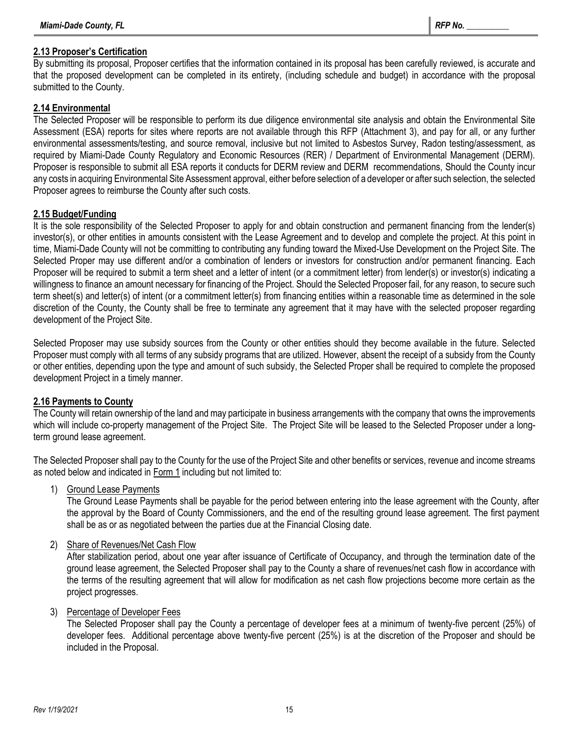## 2.13 Proposer's Certification

By submitting its proposal, Proposer certifies that the information contained in its proposal has been carefully reviewed, is accurate and that the proposed development can be completed in its entirety, (including schedule and budget) in accordance with the proposal submitted to the County.

## 2.14 Environmental

The Selected Proposer will be responsible to perform its due diligence environmental site analysis and obtain the Environmental Site Assessment (ESA) reports for sites where reports are not available through this RFP (Attachment 3), and pay for all, or any further environmental assessments/testing, and source removal, inclusive but not limited to Asbestos Survey, Radon testing/assessment, as required by Miami-Dade County Regulatory and Economic Resources (RER) / Department of Environmental Management (DERM). Proposer is responsible to submit all ESA reports it conducts for DERM review and DERM recommendations, Should the County incur any costs in acquiring Environmental Site Assessment approval, either before selection of a developer or after such selection, the selected Proposer agrees to reimburse the County after such costs.

## 2.15 Budget/Funding

It is the sole responsibility of the Selected Proposer to apply for and obtain construction and permanent financing from the lender(s) investor(s), or other entities in amounts consistent with the Lease Agreement and to develop and complete the project. At this point in time, Miami-Dade County will not be committing to contributing any funding toward the Mixed-Use Development on the Project Site. The Selected Proper may use different and/or a combination of lenders or investors for construction and/or permanent financing. Each Proposer will be required to submit a term sheet and a letter of intent (or a commitment letter) from lender(s) or investor(s) indicating a willingness to finance an amount necessary for financing of the Project. Should the Selected Proposer fail, for any reason, to secure such term sheet(s) and letter(s) of intent (or a commitment letter(s) from financing entities within a reasonable time as determined in the sole discretion of the County, the County shall be free to terminate any agreement that it may have with the selected proposer regarding development of the Project Site.

Selected Proposer may use subsidy sources from the County or other entities should they become available in the future. Selected Proposer must comply with all terms of any subsidy programs that are utilized. However, absent the receipt of a subsidy from the County or other entities, depending upon the type and amount of such subsidy, the Selected Proper shall be required to complete the proposed development Project in a timely manner.

## 2.16 Payments to County

The County will retain ownership of the land and may participate in business arrangements with the company that owns the improvements which will include co-property management of the Project Site. The Project Site will be leased to the Selected Proposer under a long-term ground lease agreement.

The Selected Proposer shall pay to the County for the use of the Project Site and other benefits or services, revenue and income streams as noted below and indicated in Form 1 including but not limited to:

1) Ground Lease Payments

   The Ground Lease Payments shall be payable for the period between entering into the lease agreement with the County, after the approval by the Board of County Commissioners, and the end of the resulting ground lease agreement. The first payment shall be as or as negotiated between the parties due at the Financial Closing date.

2) Share of Revenues/Net Cash Flow

   After stabilization period, about one year after issuance of Certificate of Occupancy, and through the termination date of the ground lease agreement, the Selected Proposer shall pay to the County a share of revenues/net cash flow in accordance with the terms of the resulting agreement that will allow for modification as net cash flow projections become more certain as the project progresses.

3) Percentage of Developer Fees

   The Selected Proposer shall pay the County a percentage of developer fees at a minimum of twenty-five percent (25%) of developer fees. Additional percentage above twenty-five percent (25%) is at the discretion of the Proposer and should be included in the Proposal.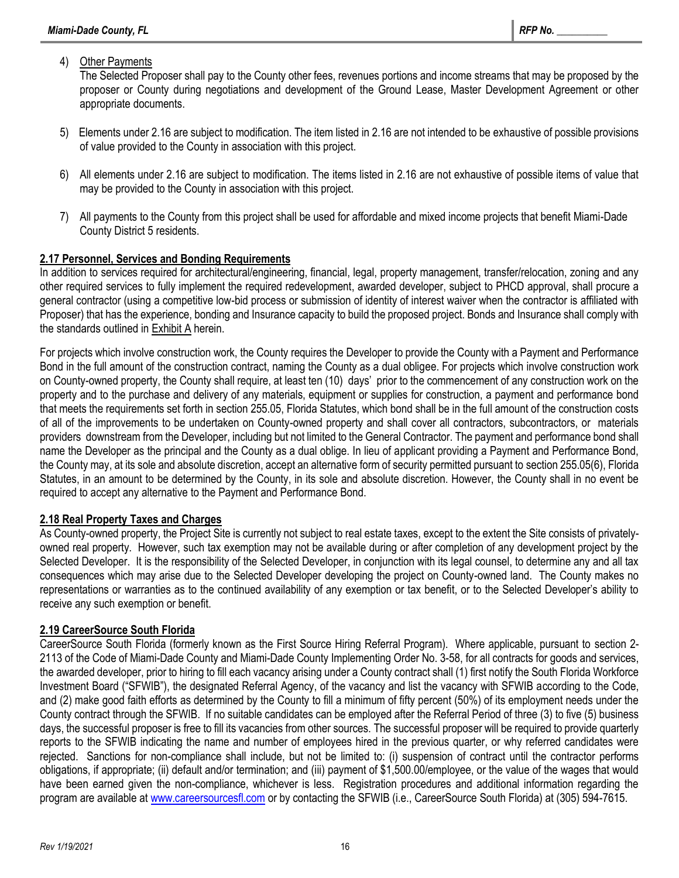4) Other Payments

   The Selected Proposer shall pay to the County other fees, revenues portions and income streams that may be proposed by the proposer or County during negotiations and development of the Ground Lease, Master Development Agreement or other appropriate documents.

5) Elements under 2.16 are subject to modification. The item listed in 2.16 are not intended to be exhaustive of possible provisions of value provided to the County in association with this project.

6) All elements under 2.16 are subject to modification. The items listed in 2.16 are not exhaustive of possible items of value that may be provided to the County in association with this project.

7) All payments to the County from this project shall be used for affordable and mixed income projects that benefit Miami-Dade County District 5 residents.

**2.17 Personnel, Services and Bonding Requirements**

In addition to services required for architectural/engineering, financial, legal, property management, transfer/relocation, zoning and any other required services to fully implement the required redevelopment, awarded developer, subject to PHCD approval, shall procure a general contractor (using a competitive low-bid process or submission of identity of interest waiver when the contractor is affiliated with Proposer) that has the experience, bonding and Insurance capacity to build the proposed project. Bonds and Insurance shall comply with the standards outlined in Exhibit A herein.

For projects which involve construction work, the County requires the Developer to provide the County with a Payment and Performance Bond in the full amount of the construction contract, naming the County as a dual obligee. For projects which involve construction work on County-owned property, the County shall require, at least ten (10) days' prior to the commencement of any construction work on the property and to the purchase and delivery of any materials, equipment or supplies for construction, a payment and performance bond that meets the requirements set forth in section 255.05, Florida Statutes, which bond shall be in the full amount of the construction costs of all of the improvements to be undertaken on County-owned property and shall cover all contractors, subcontractors, or materials providers downstream from the Developer, including but not limited to the General Contractor. The payment and performance bond shall name the Developer as the principal and the County as a dual oblige. In lieu of applicant providing a Payment and Performance Bond, the County may, at its sole and absolute discretion, accept an alternative form of security permitted pursuant to section 255.05(6), Florida Statutes, in an amount to be determined by the County, in its sole and absolute discretion. However, the County shall in no event be required to accept any alternative to the Payment and Performance Bond.

**2.18 Real Property Taxes and Charges**

As County-owned property, the Project Site is currently not subject to real estate taxes, except to the extent the Site consists of privately-owned real property. However, such tax exemption may not be available during or after completion of any development project by the Selected Developer. It is the responsibility of the Selected Developer, in conjunction with its legal counsel, to determine any and all tax consequences which may arise due to the Selected Developer developing the project on County-owned land. The County makes no representations or warranties as to the continued availability of any exemption or tax benefit, or to the Selected Developer's ability to receive any such exemption or benefit.

**2.19 CareerSource South Florida**

CareerSource South Florida (formerly known as the First Source Hiring Referral Program). Where applicable, pursuant to section 2-2113 of the Code of Miami-Dade County and Miami-Dade County Implementing Order No. 3-58, for all contracts for goods and services, the awarded developer, prior to hiring to fill each vacancy arising under a County contract shall (1) first notify the South Florida Workforce Investment Board ("SFWIB"), the designated Referral Agency, of the vacancy and list the vacancy with SFWIB according to the Code, and (2) make good faith efforts as determined by the County to fill a minimum of fifty percent (50%) of its employment needs under the County contract through the SFWIB. If no suitable candidates can be employed after the Referral Period of three (3) to five (5) business days, the successful proposer is free to fill its vacancies from other sources. The successful proposer will be required to provide quarterly reports to the SFWIB indicating the name and number of employees hired in the previous quarter, or why referred candidates were rejected. Sanctions for non-compliance shall include, but not be limited to: (i) suspension of contract until the contractor performs obligations, if appropriate; (ii) default and/or termination; and (iii) payment of $1,500.00/employee, or the value of the wages that would have been earned given the non-compliance, whichever is less. Registration procedures and additional information regarding the program are available at www.careersourcesfl.com or by contacting the SFWIB (i.e., CareerSource South Florida) at (305) 594-7615.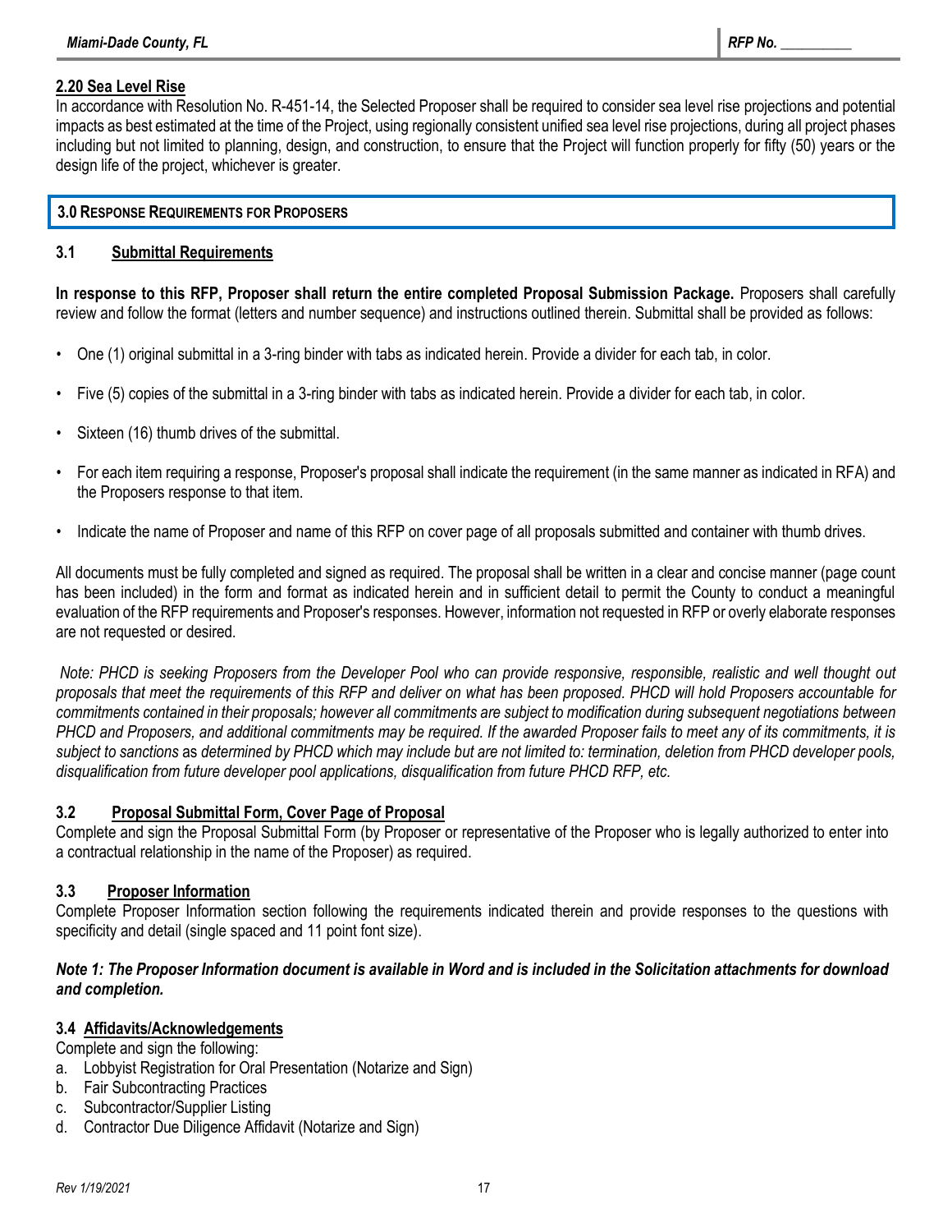### 2.20 Sea Level Rise

In accordance with Resolution No. R-451-14, the Selected Proposer shall be required to consider sea level rise projections and potential impacts as best estimated at the time of the Project, using regionally consistent unified sea level rise projections, during all project phases including but not limited to planning, design, and construction, to ensure that the Project will function properly for fifty (50) years or the design life of the project, whichever is greater.

## 3.0 RESPONSE REQUIREMENTS FOR PROPOSERS

### 3.1 Submittal Requirements

**In response to this RFP, Proposer shall return the entire completed Proposal Submission Package.** Proposers shall carefully review and follow the format (letters and number sequence) and instructions outlined therein. Submittal shall be provided as follows:

- One (1) original submittal in a 3-ring binder with tabs as indicated herein. Provide a divider for each tab, in color.
- Five (5) copies of the submittal in a 3-ring binder with tabs as indicated herein. Provide a divider for each tab, in color.
- Sixteen (16) thumb drives of the submittal.
- For each item requiring a response, Proposer's proposal shall indicate the requirement (in the same manner as indicated in RFA) and the Proposers response to that item.
- Indicate the name of Proposer and name of this RFP on cover page of all proposals submitted and container with thumb drives.

All documents must be fully completed and signed as required. The proposal shall be written in a clear and concise manner (page count has been included) in the form and format as indicated herein and in sufficient detail to permit the County to conduct a meaningful evaluation of the RFP requirements and Proposer's responses. However, information not requested in RFP or overly elaborate responses are not requested or desired.

*Note: PHCD is seeking Proposers from the Developer Pool who can provide responsive, responsible, realistic and well thought out proposals that meet the requirements of this RFP and deliver on what has been proposed. PHCD will hold Proposers accountable for commitments contained in their proposals; however all commitments are subject to modification during subsequent negotiations between PHCD and Proposers, and additional commitments may be required. If the awarded Proposer fails to meet any of its commitments, it is subject to sanctions* as *determined by PHCD which may include but are not limited to: termination, deletion from PHCD developer pools, disqualification from future developer pool applications, disqualification from future PHCD RFP, etc.*

### 3.2 Proposal Submittal Form, Cover Page of Proposal

Complete and sign the Proposal Submittal Form (by Proposer or representative of the Proposer who is legally authorized to enter into a contractual relationship in the name of the Proposer) as required.

### 3.3 Proposer Information

Complete Proposer Information section following the requirements indicated therein and provide responses to the questions with specificity and detail (single spaced and 11 point font size).

***Note 1: The Proposer Information document is available in Word and is included in the Solicitation attachments for download and completion.***

### 3.4 Affidavits/Acknowledgements

Complete and sign the following:

a. Lobbyist Registration for Oral Presentation (Notarize and Sign)
b. Fair Subcontracting Practices
c. Subcontractor/Supplier Listing
d. Contractor Due Diligence Affidavit (Notarize and Sign)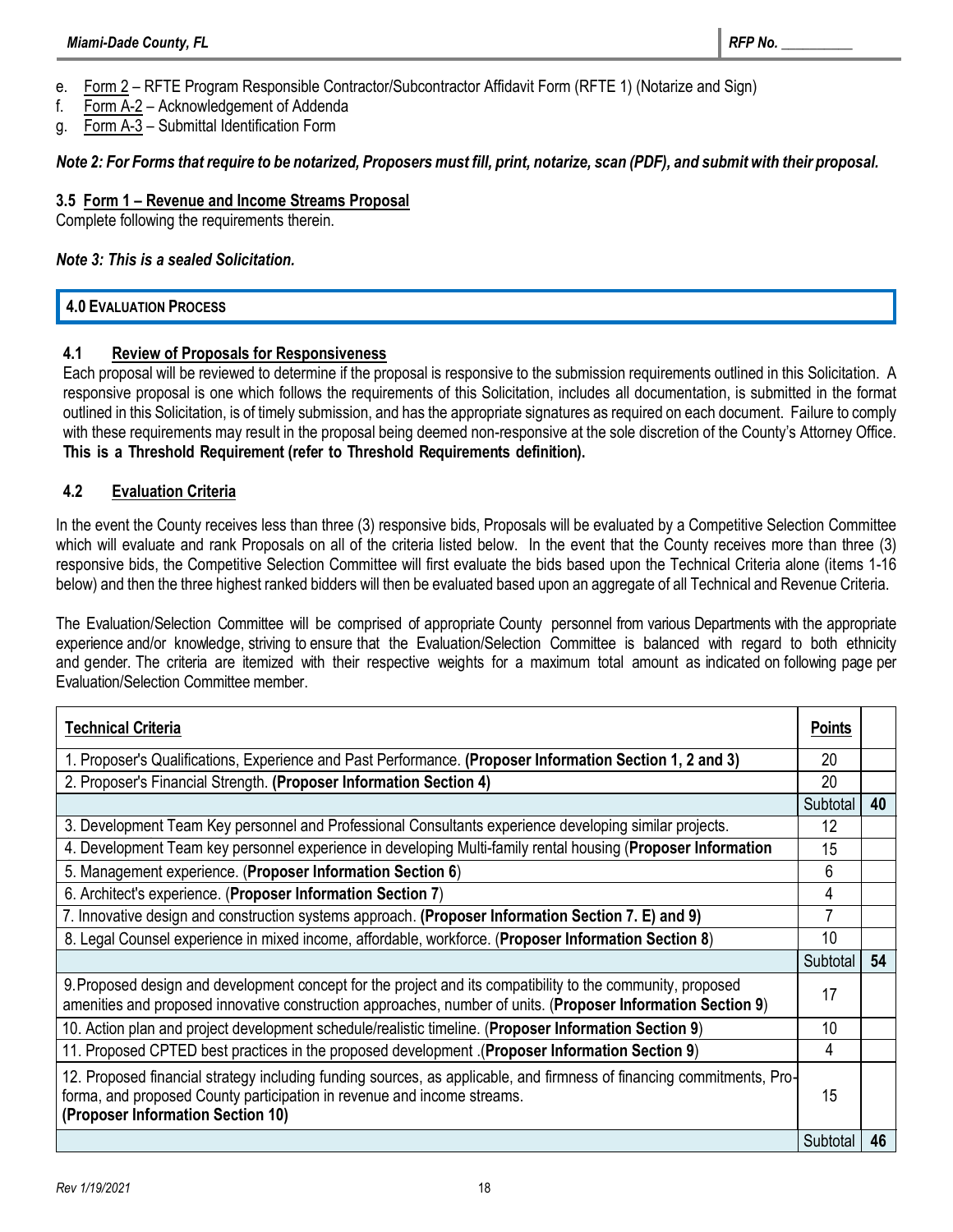e. Form 2 – RFTE Program Responsible Contractor/Subcontractor Affidavit Form (RFTE 1) (Notarize and Sign)
f. Form A-2 – Acknowledgement of Addenda
g. Form A-3 – Submittal Identification Form

***Note 2: For Forms that require to be notarized, Proposers must fill, print, notarize, scan (PDF), and submit with their proposal.***

### 3.5 Form 1 – Revenue and Income Streams Proposal

Complete following the requirements therein.

***Note 3: This is a sealed Solicitation.***

## 4.0 EVALUATION PROCESS

### 4.1 Review of Proposals for Responsiveness

Each proposal will be reviewed to determine if the proposal is responsive to the submission requirements outlined in this Solicitation. A responsive proposal is one which follows the requirements of this Solicitation, includes all documentation, is submitted in the format outlined in this Solicitation, is of timely submission, and has the appropriate signatures as required on each document. Failure to comply with these requirements may result in the proposal being deemed non-responsive at the sole discretion of the County's Attorney Office. **This is a Threshold Requirement (refer to Threshold Requirements definition).**

### 4.2 Evaluation Criteria

In the event the County receives less than three (3) responsive bids, Proposals will be evaluated by a Competitive Selection Committee which will evaluate and rank Proposals on all of the criteria listed below. In the event that the County receives more than three (3) responsive bids, the Competitive Selection Committee will first evaluate the bids based upon the Technical Criteria alone (items 1-16 below) and then the three highest ranked bidders will then be evaluated based upon an aggregate of all Technical and Revenue Criteria.

The Evaluation/Selection Committee will be comprised of appropriate County personnel from various Departments with the appropriate experience and/or knowledge, striving to ensure that the Evaluation/Selection Committee is balanced with regard to both ethnicity and gender. The criteria are itemized with their respective weights for a maximum total amount as indicated on following page per Evaluation/Selection Committee member.

| **Technical Criteria** | **Points** | |
|---|---|---|
| 1. Proposer's Qualifications, Experience and Past Performance. **(Proposer Information Section 1, 2 and 3)** | 20 | |
| 2. Proposer's Financial Strength. **(Proposer Information Section 4)** | 20 | |
| | Subtotal | **40** |
| 3. Development Team Key personnel and Professional Consultants experience developing similar projects. | 12 | |
| 4. Development Team key personnel experience in developing Multi-family rental housing (**Proposer Information** | 15 | |
| 5. Management experience. (**Proposer Information Section 6**) | 6 | |
| 6. Architect's experience. (**Proposer Information Section 7**) | 4 | |
| 7. Innovative design and construction systems approach. **(Proposer Information Section 7. E) and 9)** | 7 | |
| 8. Legal Counsel experience in mixed income, affordable, workforce. (**Proposer Information Section 8**) | 10 | |
| | Subtotal | **54** |
| 9. Proposed design and development concept for the project and its compatibility to the community, proposed amenities and proposed innovative construction approaches, number of units. (**Proposer Information Section 9**) | 17 | |
| 10. Action plan and project development schedule/realistic timeline. (**Proposer Information Section 9**) | 10 | |
| 11. Proposed CPTED best practices in the proposed development .(**Proposer Information Section 9**) | 4 | |
| 12. Proposed financial strategy including funding sources, as applicable, and firmness of financing commitments, Pro-forma, and proposed County participation in revenue and income streams. **(Proposer Information Section 10)** | 15 | |
| | Subtotal | **46** |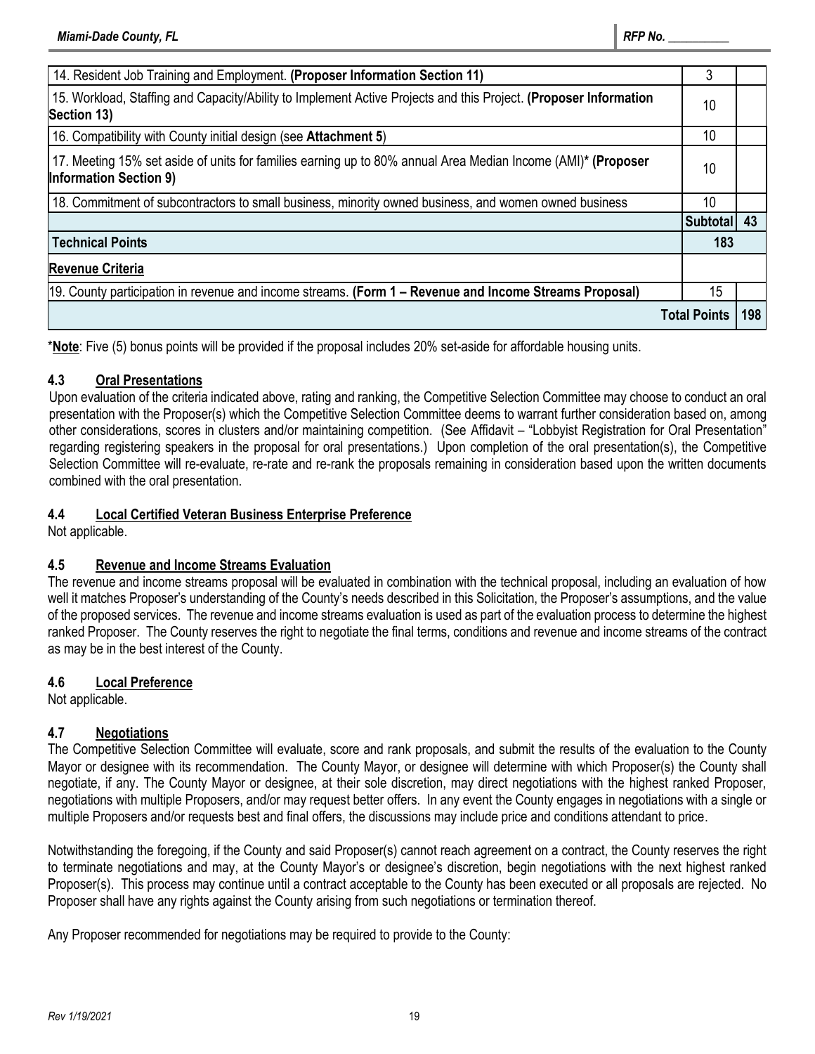| | | |
|---|---|---|
| 14. Resident Job Training and Employment. **(Proposer Information Section 11)** | 3 | |
| 15. Workload, Staffing and Capacity/Ability to Implement Active Projects and this Project. **(Proposer Information Section 13)** | 10 | |
| 16. Compatibility with County initial design (see **Attachment 5**) | 10 | |
| 17. Meeting 15% set aside of units for families earning up to 80% annual Area Median Income (AMI)* **(Proposer Information Section 9)** | 10 | |
| 18. Commitment of subcontractors to small business, minority owned business, and women owned business | 10 | |
| | **Subtotal** | **43** |
| **Technical Points** | **183** | |
| **Revenue Criteria** | | |
| 19. County participation in revenue and income streams. **(Form 1 – Revenue and Income Streams Proposal)** | 15 | |
| | **Total Points** | **198** |

***Note**: Five (5) bonus points will be provided if the proposal includes 20% set-aside for affordable housing units.

### 4.3 Oral Presentations

Upon evaluation of the criteria indicated above, rating and ranking, the Competitive Selection Committee may choose to conduct an oral presentation with the Proposer(s) which the Competitive Selection Committee deems to warrant further consideration based on, among other considerations, scores in clusters and/or maintaining competition. (See Affidavit – "Lobbyist Registration for Oral Presentation" regarding registering speakers in the proposal for oral presentations.) Upon completion of the oral presentation(s), the Competitive Selection Committee will re-evaluate, re-rate and re-rank the proposals remaining in consideration based upon the written documents combined with the oral presentation.

### 4.4 Local Certified Veteran Business Enterprise Preference

Not applicable.

### 4.5 Revenue and Income Streams Evaluation

The revenue and income streams proposal will be evaluated in combination with the technical proposal, including an evaluation of how well it matches Proposer's understanding of the County's needs described in this Solicitation, the Proposer's assumptions, and the value of the proposed services. The revenue and income streams evaluation is used as part of the evaluation process to determine the highest ranked Proposer. The County reserves the right to negotiate the final terms, conditions and revenue and income streams of the contract as may be in the best interest of the County.

### 4.6 Local Preference

Not applicable.

### 4.7 Negotiations

The Competitive Selection Committee will evaluate, score and rank proposals, and submit the results of the evaluation to the County Mayor or designee with its recommendation. The County Mayor, or designee will determine with which Proposer(s) the County shall negotiate, if any. The County Mayor or designee, at their sole discretion, may direct negotiations with the highest ranked Proposer, negotiations with multiple Proposers, and/or may request better offers. In any event the County engages in negotiations with a single or multiple Proposers and/or requests best and final offers, the discussions may include price and conditions attendant to price.

Notwithstanding the foregoing, if the County and said Proposer(s) cannot reach agreement on a contract, the County reserves the right to terminate negotiations and may, at the County Mayor's or designee's discretion, begin negotiations with the next highest ranked Proposer(s). This process may continue until a contract acceptable to the County has been executed or all proposals are rejected. No Proposer shall have any rights against the County arising from such negotiations or termination thereof.

Any Proposer recommended for negotiations may be required to provide to the County: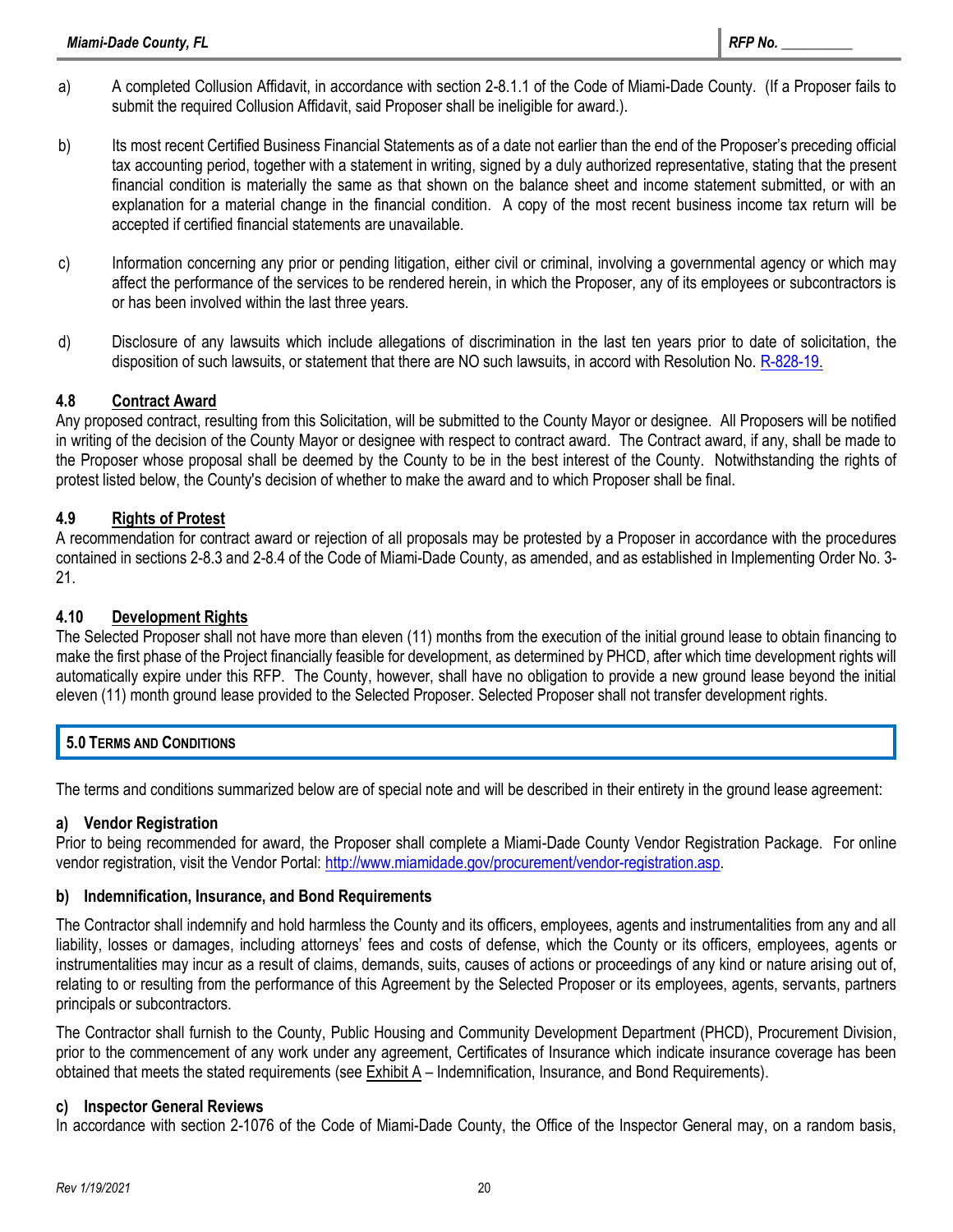a) A completed Collusion Affidavit, in accordance with section 2-8.1.1 of the Code of Miami-Dade County. (If a Proposer fails to submit the required Collusion Affidavit, said Proposer shall be ineligible for award.).

b) Its most recent Certified Business Financial Statements as of a date not earlier than the end of the Proposer's preceding official tax accounting period, together with a statement in writing, signed by a duly authorized representative, stating that the present financial condition is materially the same as that shown on the balance sheet and income statement submitted, or with an explanation for a material change in the financial condition. A copy of the most recent business income tax return will be accepted if certified financial statements are unavailable.

c) Information concerning any prior or pending litigation, either civil or criminal, involving a governmental agency or which may affect the performance of the services to be rendered herein, in which the Proposer, any of its employees or subcontractors is or has been involved within the last three years.

d) Disclosure of any lawsuits which include allegations of discrimination in the last ten years prior to date of solicitation, the disposition of such lawsuits, or statement that there are NO such lawsuits, in accord with Resolution No. R-828-19.

### 4.8 Contract Award

Any proposed contract, resulting from this Solicitation, will be submitted to the County Mayor or designee. All Proposers will be notified in writing of the decision of the County Mayor or designee with respect to contract award. The Contract award, if any, shall be made to the Proposer whose proposal shall be deemed by the County to be in the best interest of the County. Notwithstanding the rights of protest listed below, the County's decision of whether to make the award and to which Proposer shall be final.

### 4.9 Rights of Protest

A recommendation for contract award or rejection of all proposals may be protested by a Proposer in accordance with the procedures contained in sections 2-8.3 and 2-8.4 of the Code of Miami-Dade County, as amended, and as established in Implementing Order No. 3-21.

### 4.10 Development Rights

The Selected Proposer shall not have more than eleven (11) months from the execution of the initial ground lease to obtain financing to make the first phase of the Project financially feasible for development, as determined by PHCD, after which time development rights will automatically expire under this RFP. The County, however, shall have no obligation to provide a new ground lease beyond the initial eleven (11) month ground lease provided to the Selected Proposer. Selected Proposer shall not transfer development rights.

## 5.0 Terms and Conditions

The terms and conditions summarized below are of special note and will be described in their entirety in the ground lease agreement:

### a) Vendor Registration

Prior to being recommended for award, the Proposer shall complete a Miami-Dade County Vendor Registration Package. For online vendor registration, visit the Vendor Portal: http://www.miamidade.gov/procurement/vendor-registration.asp.

### b) Indemnification, Insurance, and Bond Requirements

The Contractor shall indemnify and hold harmless the County and its officers, employees, agents and instrumentalities from any and all liability, losses or damages, including attorneys' fees and costs of defense, which the County or its officers, employees, agents or instrumentalities may incur as a result of claims, demands, suits, causes of actions or proceedings of any kind or nature arising out of, relating to or resulting from the performance of this Agreement by the Selected Proposer or its employees, agents, servants, partners principals or subcontractors.

The Contractor shall furnish to the County, Public Housing and Community Development Department (PHCD), Procurement Division, prior to the commencement of any work under any agreement, Certificates of Insurance which indicate insurance coverage has been obtained that meets the stated requirements (see Exhibit A – Indemnification, Insurance, and Bond Requirements).

### c) Inspector General Reviews

In accordance with section 2-1076 of the Code of Miami-Dade County, the Office of the Inspector General may, on a random basis,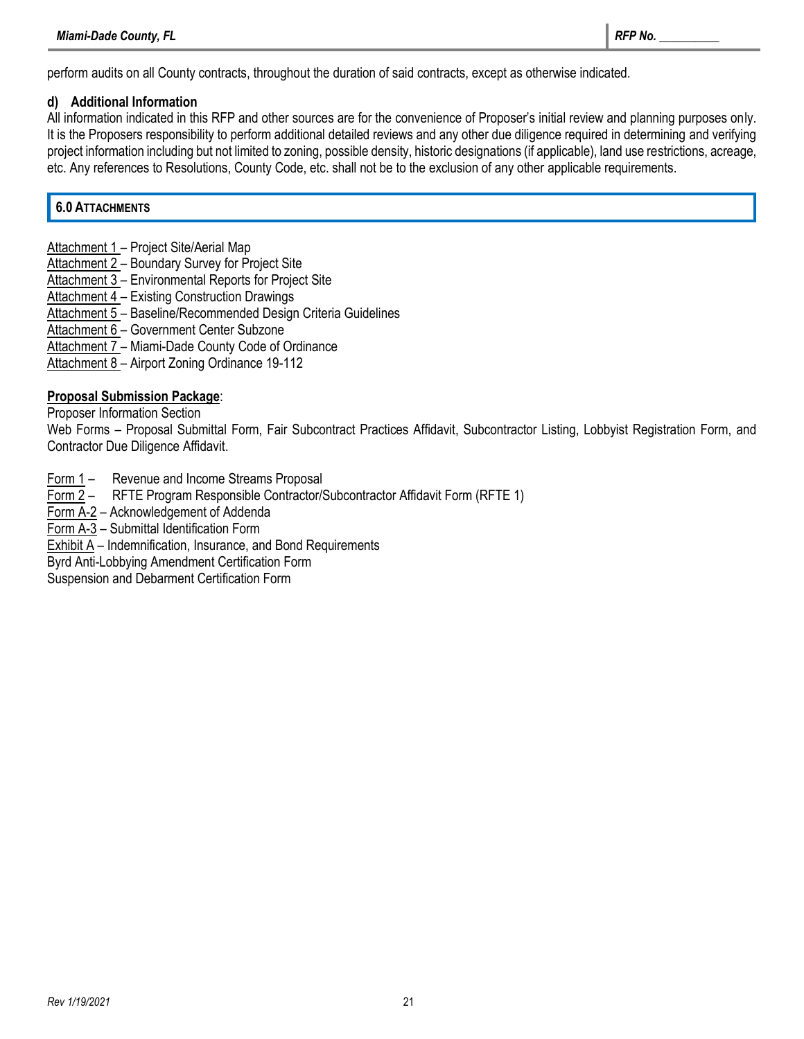perform audits on all County contracts, throughout the duration of said contracts, except as otherwise indicated.

**d) Additional Information**

All information indicated in this RFP and other sources are for the convenience of Proposer's initial review and planning purposes only. It is the Proposers responsibility to perform additional detailed reviews and any other due diligence required in determining and verifying project information including but not limited to zoning, possible density, historic designations (if applicable), land use restrictions, acreage, etc. Any references to Resolutions, County Code, etc. shall not be to the exclusion of any other applicable requirements.

## 6.0 ATTACHMENTS

Attachment 1 – Project Site/Aerial Map
Attachment 2 – Boundary Survey for Project Site
Attachment 3 – Environmental Reports for Project Site
Attachment 4 – Existing Construction Drawings
Attachment 5 – Baseline/Recommended Design Criteria Guidelines
Attachment 6 – Government Center Subzone
Attachment 7 – Miami-Dade County Code of Ordinance
Attachment 8 – Airport Zoning Ordinance 19-112

**Proposal Submission Package**:

Proposer Information Section
Web Forms – Proposal Submittal Form, Fair Subcontract Practices Affidavit, Subcontractor Listing, Lobbyist Registration Form, and Contractor Due Diligence Affidavit.

Form 1 – Revenue and Income Streams Proposal
Form 2 – RFTE Program Responsible Contractor/Subcontractor Affidavit Form (RFTE 1)
Form A-2 – Acknowledgement of Addenda
Form A-3 – Submittal Identification Form
Exhibit A – Indemnification, Insurance, and Bond Requirements
Byrd Anti-Lobbying Amendment Certification Form
Suspension and Debarment Certification Form